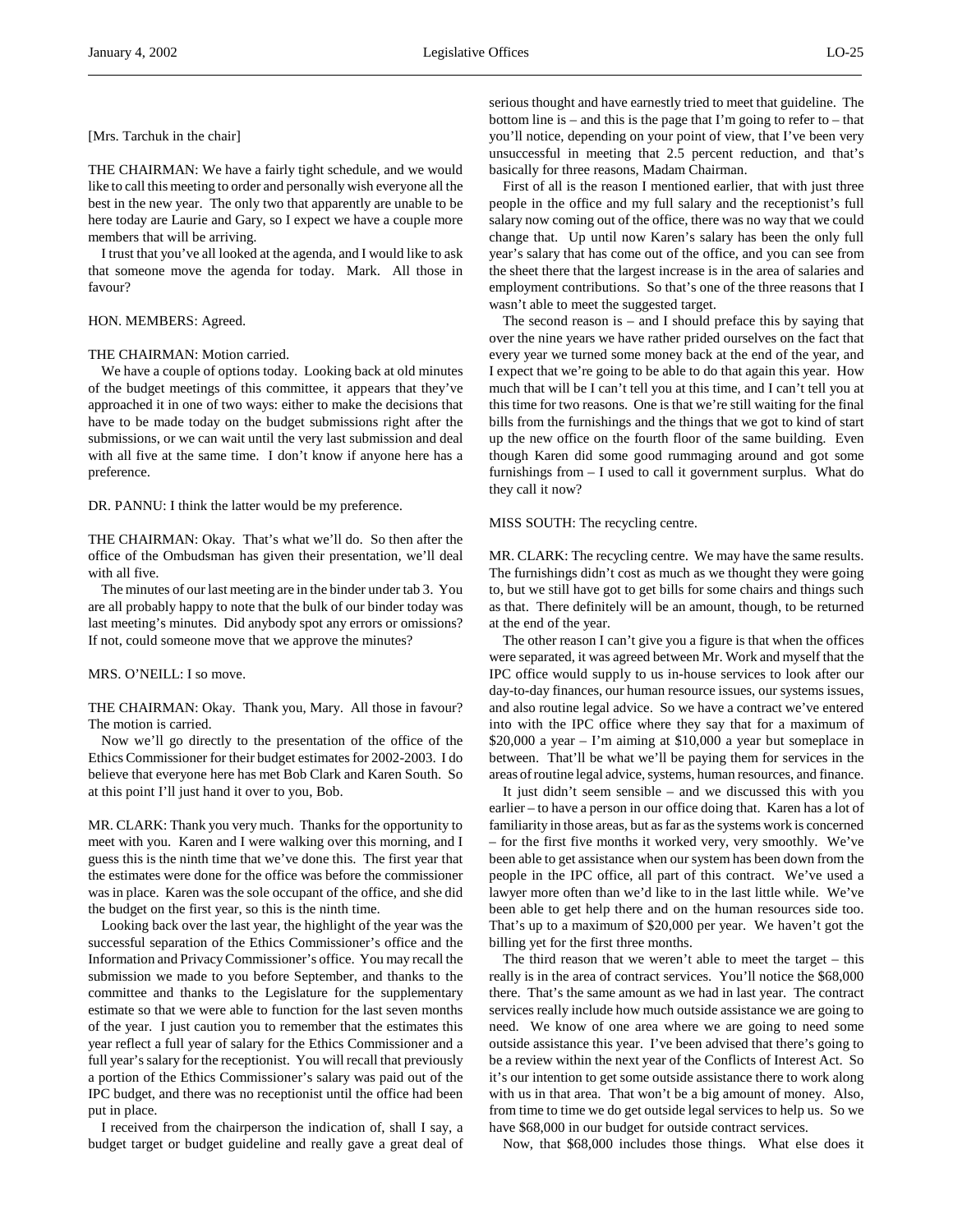[Mrs. Tarchuk in the chair]

THE CHAIRMAN: We have a fairly tight schedule, and we would like to call this meeting to order and personally wish everyone all the best in the new year. The only two that apparently are unable to be here today are Laurie and Gary, so I expect we have a couple more members that will be arriving.

I trust that you've all looked at the agenda, and I would like to ask that someone move the agenda for today. Mark. All those in favour?

HON. MEMBERS: Agreed.

THE CHAIRMAN: Motion carried.

We have a couple of options today. Looking back at old minutes of the budget meetings of this committee, it appears that they've approached it in one of two ways: either to make the decisions that have to be made today on the budget submissions right after the submissions, or we can wait until the very last submission and deal with all five at the same time. I don't know if anyone here has a preference.

DR. PANNU: I think the latter would be my preference.

THE CHAIRMAN: Okay. That's what we'll do. So then after the office of the Ombudsman has given their presentation, we'll deal with all five.

The minutes of our last meeting are in the binder under tab 3. You are all probably happy to note that the bulk of our binder today was last meeting's minutes. Did anybody spot any errors or omissions? If not, could someone move that we approve the minutes?

MRS. O'NEILL: I so move.

THE CHAIRMAN: Okay. Thank you, Mary. All those in favour? The motion is carried.

Now we'll go directly to the presentation of the office of the Ethics Commissioner for their budget estimates for 2002-2003. I do believe that everyone here has met Bob Clark and Karen South. So at this point I'll just hand it over to you, Bob.

MR. CLARK: Thank you very much. Thanks for the opportunity to meet with you. Karen and I were walking over this morning, and I guess this is the ninth time that we've done this. The first year that the estimates were done for the office was before the commissioner was in place. Karen was the sole occupant of the office, and she did the budget on the first year, so this is the ninth time.

Looking back over the last year, the highlight of the year was the successful separation of the Ethics Commissioner's office and the Information and Privacy Commissioner's office. You may recall the submission we made to you before September, and thanks to the committee and thanks to the Legislature for the supplementary estimate so that we were able to function for the last seven months of the year. I just caution you to remember that the estimates this year reflect a full year of salary for the Ethics Commissioner and a full year's salary for the receptionist. You will recall that previously a portion of the Ethics Commissioner's salary was paid out of the IPC budget, and there was no receptionist until the office had been put in place.

I received from the chairperson the indication of, shall I say, a budget target or budget guideline and really gave a great deal of serious thought and have earnestly tried to meet that guideline. The bottom line is – and this is the page that I'm going to refer to – that you'll notice, depending on your point of view, that I've been very unsuccessful in meeting that 2.5 percent reduction, and that's basically for three reasons, Madam Chairman.

First of all is the reason I mentioned earlier, that with just three people in the office and my full salary and the receptionist's full salary now coming out of the office, there was no way that we could change that. Up until now Karen's salary has been the only full year's salary that has come out of the office, and you can see from the sheet there that the largest increase is in the area of salaries and employment contributions. So that's one of the three reasons that I wasn't able to meet the suggested target.

The second reason is – and I should preface this by saying that over the nine years we have rather prided ourselves on the fact that every year we turned some money back at the end of the year, and I expect that we're going to be able to do that again this year. How much that will be I can't tell you at this time, and I can't tell you at this time for two reasons. One is that we're still waiting for the final bills from the furnishings and the things that we got to kind of start up the new office on the fourth floor of the same building. Even though Karen did some good rummaging around and got some furnishings from – I used to call it government surplus. What do they call it now?

MISS SOUTH: The recycling centre.

MR. CLARK: The recycling centre. We may have the same results. The furnishings didn't cost as much as we thought they were going to, but we still have got to get bills for some chairs and things such as that. There definitely will be an amount, though, to be returned at the end of the year.

The other reason I can't give you a figure is that when the offices were separated, it was agreed between Mr. Work and myself that the IPC office would supply to us in-house services to look after our day-to-day finances, our human resource issues, our systems issues, and also routine legal advice. So we have a contract we've entered into with the IPC office where they say that for a maximum of $20,000 a year – I'm aiming at $10,000 a year but someplace in between. That'll be what we'll be paying them for services in the areas of routine legal advice, systems, human resources, and finance.

It just didn't seem sensible – and we discussed this with you earlier – to have a person in our office doing that. Karen has a lot of familiarity in those areas, but as far as the systems work is concerned – for the first five months it worked very, very smoothly. We've been able to get assistance when our system has been down from the people in the IPC office, all part of this contract. We've used a lawyer more often than we'd like to in the last little while. We've been able to get help there and on the human resources side too. That's up to a maximum of $20,000 per year. We haven't got the billing yet for the first three months.

The third reason that we weren't able to meet the target – this really is in the area of contract services. You'll notice the $68,000 there. That's the same amount as we had in last year. The contract services really include how much outside assistance we are going to need. We know of one area where we are going to need some outside assistance this year. I've been advised that there's going to be a review within the next year of the Conflicts of Interest Act. So it's our intention to get some outside assistance there to work along with us in that area. That won't be a big amount of money. Also, from time to time we do get outside legal services to help us. So we have $68,000 in our budget for outside contract services.

Now, that $68,000 includes those things. What else does it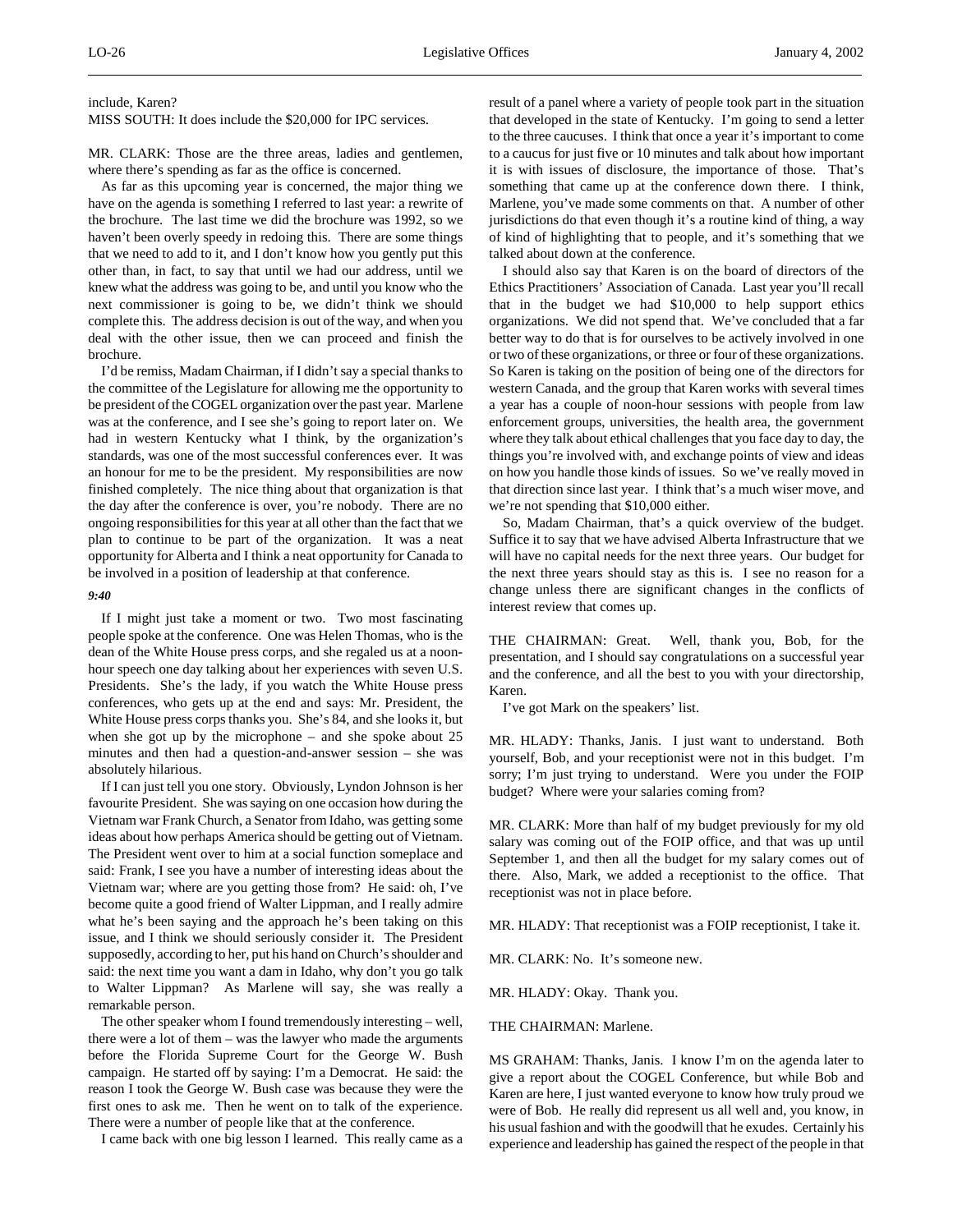include, Karen?

MISS SOUTH: It does include the $20,000 for IPC services.

MR. CLARK: Those are the three areas, ladies and gentlemen, where there's spending as far as the office is concerned.

As far as this upcoming year is concerned, the major thing we have on the agenda is something I referred to last year: a rewrite of the brochure. The last time we did the brochure was 1992, so we haven't been overly speedy in redoing this. There are some things that we need to add to it, and I don't know how you gently put this other than, in fact, to say that until we had our address, until we knew what the address was going to be, and until you know who the next commissioner is going to be, we didn't think we should complete this. The address decision is out of the way, and when you deal with the other issue, then we can proceed and finish the brochure.

I'd be remiss, Madam Chairman, if I didn't say a special thanks to the committee of the Legislature for allowing me the opportunity to be president of the COGEL organization over the past year. Marlene was at the conference, and I see she's going to report later on. We had in western Kentucky what I think, by the organization's standards, was one of the most successful conferences ever. It was an honour for me to be the president. My responsibilities are now finished completely. The nice thing about that organization is that the day after the conference is over, you're nobody. There are no ongoing responsibilities for this year at all other than the fact that we plan to continue to be part of the organization. It was a neat opportunity for Alberta and I think a neat opportunity for Canada to be involved in a position of leadership at that conference.

*9:40*

If I might just take a moment or two. Two most fascinating people spoke at the conference. One was Helen Thomas, who is the dean of the White House press corps, and she regaled us at a noon-hour speech one day talking about her experiences with seven U.S. Presidents. She's the lady, if you watch the White House press conferences, who gets up at the end and says: Mr. President, the White House press corps thanks you. She's 84, and she looks it, but when she got up by the microphone – and she spoke about 25 minutes and then had a question-and-answer session – she was absolutely hilarious.

If I can just tell you one story. Obviously, Lyndon Johnson is her favourite President. She was saying on one occasion how during the Vietnam war Frank Church, a Senator from Idaho, was getting some ideas about how perhaps America should be getting out of Vietnam. The President went over to him at a social function someplace and said: Frank, I see you have a number of interesting ideas about the Vietnam war; where are you getting those from? He said: oh, I've become quite a good friend of Walter Lippman, and I really admire what he's been saying and the approach he's been taking on this issue, and I think we should seriously consider it. The President supposedly, according to her, put his hand on Church's shoulder and said: the next time you want a dam in Idaho, why don't you go talk to Walter Lippman? As Marlene will say, she was really a remarkable person.

The other speaker whom I found tremendously interesting – well, there were a lot of them – was the lawyer who made the arguments before the Florida Supreme Court for the George W. Bush campaign. He started off by saying: I'm a Democrat. He said: the reason I took the George W. Bush case was because they were the first ones to ask me. Then he went on to talk of the experience. There were a number of people like that at the conference.

I came back with one big lesson I learned. This really came as a result of a panel where a variety of people took part in the situation that developed in the state of Kentucky. I'm going to send a letter to the three caucuses. I think that once a year it's important to come to a caucus for just five or 10 minutes and talk about how important it is with issues of disclosure, the importance of those. That's something that came up at the conference down there. I think, Marlene, you've made some comments on that. A number of other jurisdictions do that even though it's a routine kind of thing, a way of kind of highlighting that to people, and it's something that we talked about down at the conference.

I should also say that Karen is on the board of directors of the Ethics Practitioners' Association of Canada. Last year you'll recall that in the budget we had $10,000 to help support ethics organizations. We did not spend that. We've concluded that a far better way to do that is for ourselves to be actively involved in one or two of these organizations, or three or four of these organizations. So Karen is taking on the position of being one of the directors for western Canada, and the group that Karen works with several times a year has a couple of noon-hour sessions with people from law enforcement groups, universities, the health area, the government where they talk about ethical challenges that you face day to day, the things you're involved with, and exchange points of view and ideas on how you handle those kinds of issues. So we've really moved in that direction since last year. I think that's a much wiser move, and we're not spending that $10,000 either.

So, Madam Chairman, that's a quick overview of the budget. Suffice it to say that we have advised Alberta Infrastructure that we will have no capital needs for the next three years. Our budget for the next three years should stay as this is. I see no reason for a change unless there are significant changes in the conflicts of interest review that comes up.

THE CHAIRMAN: Great. Well, thank you, Bob, for the presentation, and I should say congratulations on a successful year and the conference, and all the best to you with your directorship, Karen.

I've got Mark on the speakers' list.

MR. HLADY: Thanks, Janis. I just want to understand. Both yourself, Bob, and your receptionist were not in this budget. I'm sorry; I'm just trying to understand. Were you under the FOIP budget? Where were your salaries coming from?

MR. CLARK: More than half of my budget previously for my old salary was coming out of the FOIP office, and that was up until September 1, and then all the budget for my salary comes out of there. Also, Mark, we added a receptionist to the office. That receptionist was not in place before.

MR. HLADY: That receptionist was a FOIP receptionist, I take it.

MR. CLARK: No. It's someone new.

MR. HLADY: Okay. Thank you.

THE CHAIRMAN: Marlene.

MS GRAHAM: Thanks, Janis. I know I'm on the agenda later to give a report about the COGEL Conference, but while Bob and Karen are here, I just wanted everyone to know how truly proud we were of Bob. He really did represent us all well and, you know, in his usual fashion and with the goodwill that he exudes. Certainly his experience and leadership has gained the respect of the people in that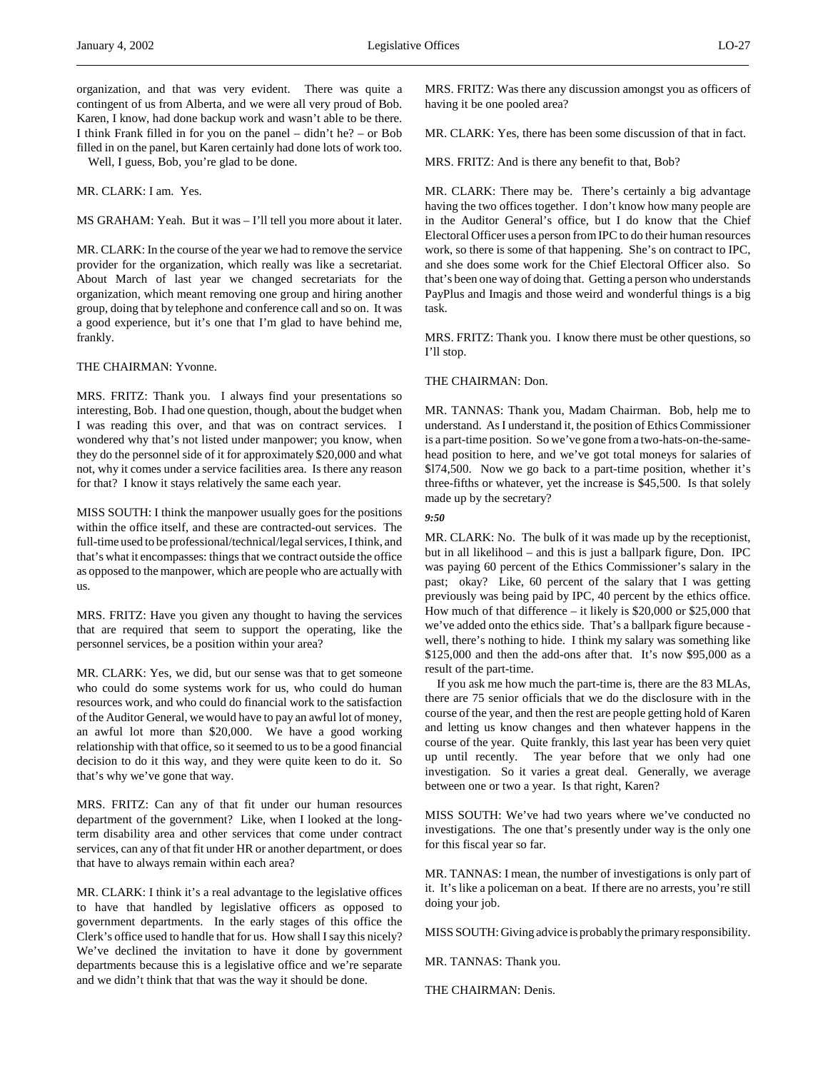organization, and that was very evident. There was quite a contingent of us from Alberta, and we were all very proud of Bob. Karen, I know, had done backup work and wasn't able to be there. I think Frank filled in for you on the panel – didn't he? – or Bob filled in on the panel, but Karen certainly had done lots of work too.

Well, I guess, Bob, you're glad to be done.

MR. CLARK: I am. Yes.

MS GRAHAM: Yeah. But it was – I'll tell you more about it later.

MR. CLARK: In the course of the year we had to remove the service provider for the organization, which really was like a secretariat. About March of last year we changed secretariats for the organization, which meant removing one group and hiring another group, doing that by telephone and conference call and so on. It was a good experience, but it's one that I'm glad to have behind me, frankly.

THE CHAIRMAN: Yvonne.

MRS. FRITZ: Thank you. I always find your presentations so interesting, Bob. I had one question, though, about the budget when I was reading this over, and that was on contract services. I wondered why that's not listed under manpower; you know, when they do the personnel side of it for approximately $20,000 and what not, why it comes under a service facilities area. Is there any reason for that? I know it stays relatively the same each year.

MISS SOUTH: I think the manpower usually goes for the positions within the office itself, and these are contracted-out services. The full-time used to be professional/technical/legal services, I think, and that's what it encompasses: things that we contract outside the office as opposed to the manpower, which are people who are actually with us.

MRS. FRITZ: Have you given any thought to having the services that are required that seem to support the operating, like the personnel services, be a position within your area?

MR. CLARK: Yes, we did, but our sense was that to get someone who could do some systems work for us, who could do human resources work, and who could do financial work to the satisfaction of the Auditor General, we would have to pay an awful lot of money, an awful lot more than $20,000. We have a good working relationship with that office, so it seemed to us to be a good financial decision to do it this way, and they were quite keen to do it. So that's why we've gone that way.

MRS. FRITZ: Can any of that fit under our human resources department of the government? Like, when I looked at the long-term disability area and other services that come under contract services, can any of that fit under HR or another department, or does that have to always remain within each area?

MR. CLARK: I think it's a real advantage to the legislative offices to have that handled by legislative officers as opposed to government departments. In the early stages of this office the Clerk's office used to handle that for us. How shall I say this nicely? We've declined the invitation to have it done by government departments because this is a legislative office and we're separate and we didn't think that that was the way it should be done.

MRS. FRITZ: Was there any discussion amongst you as officers of having it be one pooled area?

MR. CLARK: Yes, there has been some discussion of that in fact.

MRS. FRITZ: And is there any benefit to that, Bob?

MR. CLARK: There may be. There's certainly a big advantage having the two offices together. I don't know how many people are in the Auditor General's office, but I do know that the Chief Electoral Officer uses a person from IPC to do their human resources work, so there is some of that happening. She's on contract to IPC, and she does some work for the Chief Electoral Officer also. So that's been one way of doing that. Getting a person who understands PayPlus and Imagis and those weird and wonderful things is a big task.

MRS. FRITZ: Thank you. I know there must be other questions, so I'll stop.

THE CHAIRMAN: Don.

MR. TANNAS: Thank you, Madam Chairman. Bob, help me to understand. As I understand it, the position of Ethics Commissioner is a part-time position. So we've gone from a two-hats-on-the-same-head position to here, and we've got total moneys for salaries of $l74,500. Now we go back to a part-time position, whether it's three-fifths or whatever, yet the increase is $45,500. Is that solely made up by the secretary?

*9:50*

MR. CLARK: No. The bulk of it was made up by the receptionist, but in all likelihood – and this is just a ballpark figure, Don. IPC was paying 60 percent of the Ethics Commissioner's salary in the past; okay? Like, 60 percent of the salary that I was getting previously was being paid by IPC, 40 percent by the ethics office. How much of that difference – it likely is $20,000 or $25,000 that we've added onto the ethics side. That's a ballpark figure because - well, there's nothing to hide. I think my salary was something like $125,000 and then the add-ons after that. It's now $95,000 as a result of the part-time.

If you ask me how much the part-time is, there are the 83 MLAs, there are 75 senior officials that we do the disclosure with in the course of the year, and then the rest are people getting hold of Karen and letting us know changes and then whatever happens in the course of the year. Quite frankly, this last year has been very quiet up until recently. The year before that we only had one investigation. So it varies a great deal. Generally, we average between one or two a year. Is that right, Karen?

MISS SOUTH: We've had two years where we've conducted no investigations. The one that's presently under way is the only one for this fiscal year so far.

MR. TANNAS: I mean, the number of investigations is only part of it. It's like a policeman on a beat. If there are no arrests, you're still doing your job.

MISS SOUTH: Giving advice is probably the primary responsibility.

MR. TANNAS: Thank you.

THE CHAIRMAN: Denis.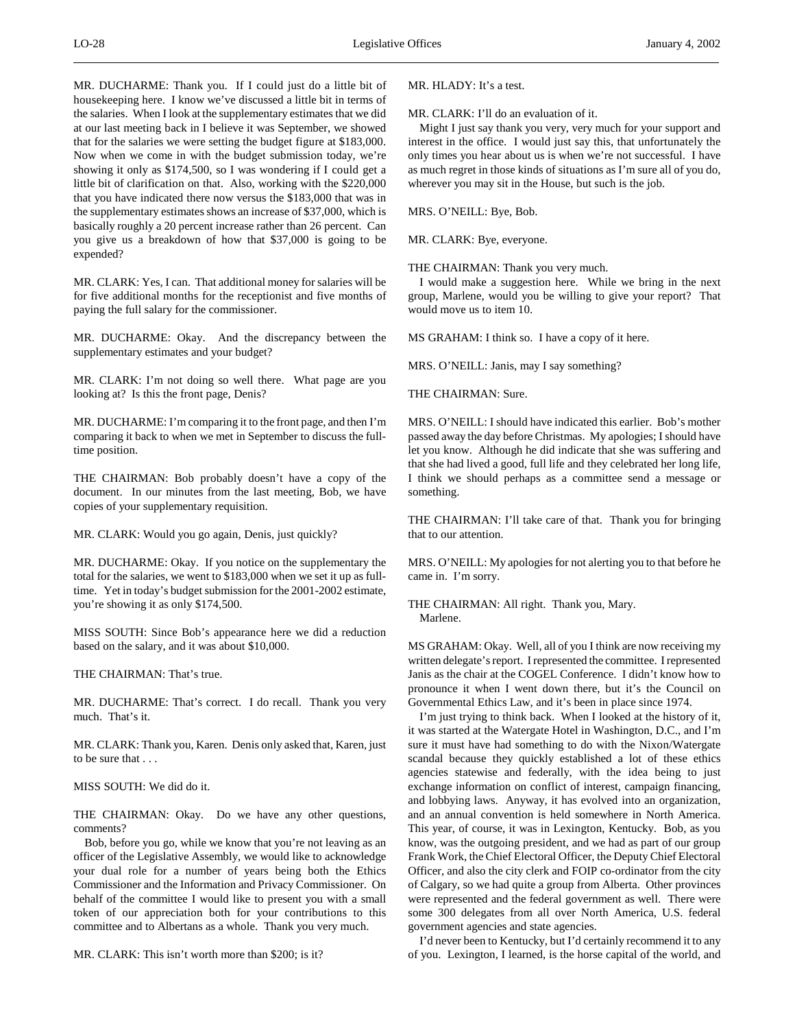MR. DUCHARME: Thank you. If I could just do a little bit of housekeeping here. I know we've discussed a little bit in terms of the salaries. When I look at the supplementary estimates that we did at our last meeting back in I believe it was September, we showed that for the salaries we were setting the budget figure at $183,000. Now when we come in with the budget submission today, we're showing it only as $174,500, so I was wondering if I could get a little bit of clarification on that. Also, working with the $220,000 that you have indicated there now versus the $183,000 that was in the supplementary estimates shows an increase of $37,000, which is basically roughly a 20 percent increase rather than 26 percent. Can you give us a breakdown of how that $37,000 is going to be expended?

MR. CLARK: Yes, I can. That additional money for salaries will be for five additional months for the receptionist and five months of paying the full salary for the commissioner.

MR. DUCHARME: Okay. And the discrepancy between the supplementary estimates and your budget?

MR. CLARK: I'm not doing so well there. What page are you looking at? Is this the front page, Denis?

MR. DUCHARME: I'm comparing it to the front page, and then I'm comparing it back to when we met in September to discuss the full-time position.

THE CHAIRMAN: Bob probably doesn't have a copy of the document. In our minutes from the last meeting, Bob, we have copies of your supplementary requisition.

MR. CLARK: Would you go again, Denis, just quickly?

MR. DUCHARME: Okay. If you notice on the supplementary the total for the salaries, we went to $183,000 when we set it up as full-time. Yet in today's budget submission for the 2001-2002 estimate, you're showing it as only $174,500.

MISS SOUTH: Since Bob's appearance here we did a reduction based on the salary, and it was about $10,000.

THE CHAIRMAN: That's true.

MR. DUCHARME: That's correct. I do recall. Thank you very much. That's it.

MR. CLARK: Thank you, Karen. Denis only asked that, Karen, just to be sure that . . .

MISS SOUTH: We did do it.

THE CHAIRMAN: Okay. Do we have any other questions, comments?

Bob, before you go, while we know that you're not leaving as an officer of the Legislative Assembly, we would like to acknowledge your dual role for a number of years being both the Ethics Commissioner and the Information and Privacy Commissioner. On behalf of the committee I would like to present you with a small token of our appreciation both for your contributions to this committee and to Albertans as a whole. Thank you very much.

MR. CLARK: This isn't worth more than $200; is it?

MR. HLADY: It's a test.

MR. CLARK: I'll do an evaluation of it.

Might I just say thank you very, very much for your support and interest in the office. I would just say this, that unfortunately the only times you hear about us is when we're not successful. I have as much regret in those kinds of situations as I'm sure all of you do, wherever you may sit in the House, but such is the job.

MRS. O'NEILL: Bye, Bob.

MR. CLARK: Bye, everyone.

THE CHAIRMAN: Thank you very much.

I would make a suggestion here. While we bring in the next group, Marlene, would you be willing to give your report? That would move us to item 10.

MS GRAHAM: I think so. I have a copy of it here.

MRS. O'NEILL: Janis, may I say something?

THE CHAIRMAN: Sure.

MRS. O'NEILL: I should have indicated this earlier. Bob's mother passed away the day before Christmas. My apologies; I should have let you know. Although he did indicate that she was suffering and that she had lived a good, full life and they celebrated her long life, I think we should perhaps as a committee send a message or something.

THE CHAIRMAN: I'll take care of that. Thank you for bringing that to our attention.

MRS. O'NEILL: My apologies for not alerting you to that before he came in. I'm sorry.

THE CHAIRMAN: All right. Thank you, Mary.
Marlene.

MS GRAHAM: Okay. Well, all of you I think are now receiving my written delegate's report. I represented the committee. I represented Janis as the chair at the COGEL Conference. I didn't know how to pronounce it when I went down there, but it's the Council on Governmental Ethics Law, and it's been in place since 1974.

I'm just trying to think back. When I looked at the history of it, it was started at the Watergate Hotel in Washington, D.C., and I'm sure it must have had something to do with the Nixon/Watergate scandal because they quickly established a lot of these ethics agencies statewise and federally, with the idea being to just exchange information on conflict of interest, campaign financing, and lobbying laws. Anyway, it has evolved into an organization, and an annual convention is held somewhere in North America. This year, of course, it was in Lexington, Kentucky. Bob, as you know, was the outgoing president, and we had as part of our group Frank Work, the Chief Electoral Officer, the Deputy Chief Electoral Officer, and also the city clerk and FOIP co-ordinator from the city of Calgary, so we had quite a group from Alberta. Other provinces were represented and the federal government as well. There were some 300 delegates from all over North America, U.S. federal government agencies and state agencies.

I'd never been to Kentucky, but I'd certainly recommend it to any of you. Lexington, I learned, is the horse capital of the world, and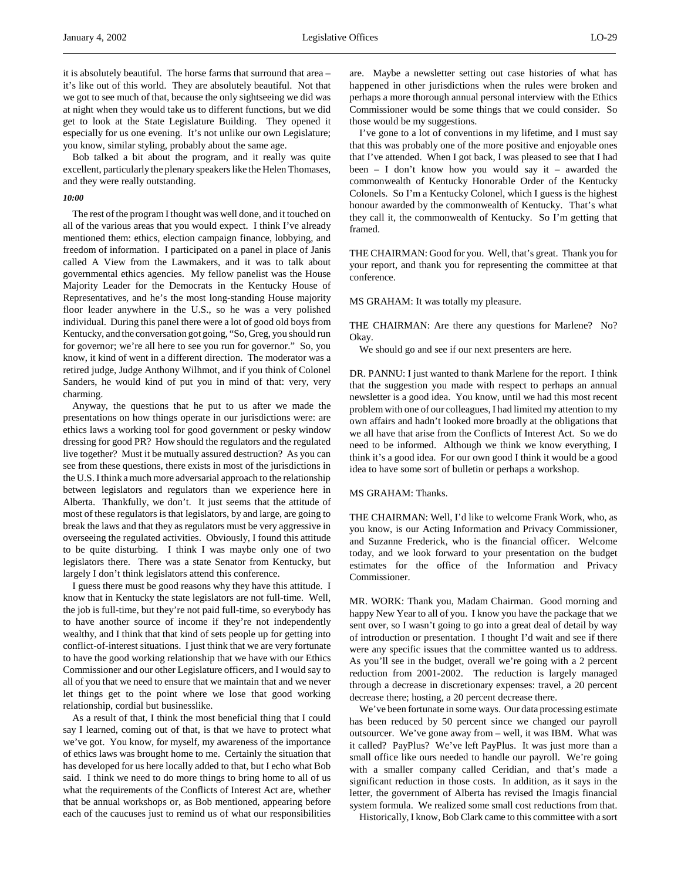it is absolutely beautiful. The horse farms that surround that area – it's like out of this world. They are absolutely beautiful. Not that we got to see much of that, because the only sightseeing we did was at night when they would take us to different functions, but we did get to look at the State Legislature Building. They opened it especially for us one evening. It's not unlike our own Legislature; you know, similar styling, probably about the same age.

Bob talked a bit about the program, and it really was quite excellent, particularly the plenary speakers like the Helen Thomases, and they were really outstanding.

*10:00*

The rest of the program I thought was well done, and it touched on all of the various areas that you would expect. I think I've already mentioned them: ethics, election campaign finance, lobbying, and freedom of information. I participated on a panel in place of Janis called A View from the Lawmakers, and it was to talk about governmental ethics agencies. My fellow panelist was the House Majority Leader for the Democrats in the Kentucky House of Representatives, and he's the most long-standing House majority floor leader anywhere in the U.S., so he was a very polished individual. During this panel there were a lot of good old boys from Kentucky, and the conversation got going, "So, Greg, you should run for governor; we're all here to see you run for governor." So, you know, it kind of went in a different direction. The moderator was a retired judge, Judge Anthony Wilhmot, and if you think of Colonel Sanders, he would kind of put you in mind of that: very, very charming.

Anyway, the questions that he put to us after we made the presentations on how things operate in our jurisdictions were: are ethics laws a working tool for good government or pesky window dressing for good PR? How should the regulators and the regulated live together? Must it be mutually assured destruction? As you can see from these questions, there exists in most of the jurisdictions in the U.S. I think a much more adversarial approach to the relationship between legislators and regulators than we experience here in Alberta. Thankfully, we don't. It just seems that the attitude of most of these regulators is that legislators, by and large, are going to break the laws and that they as regulators must be very aggressive in overseeing the regulated activities. Obviously, I found this attitude to be quite disturbing. I think I was maybe only one of two legislators there. There was a state Senator from Kentucky, but largely I don't think legislators attend this conference.

I guess there must be good reasons why they have this attitude. I know that in Kentucky the state legislators are not full-time. Well, the job is full-time, but they're not paid full-time, so everybody has to have another source of income if they're not independently wealthy, and I think that that kind of sets people up for getting into conflict-of-interest situations. I just think that we are very fortunate to have the good working relationship that we have with our Ethics Commissioner and our other Legislature officers, and I would say to all of you that we need to ensure that we maintain that and we never let things get to the point where we lose that good working relationship, cordial but businesslike.

As a result of that, I think the most beneficial thing that I could say I learned, coming out of that, is that we have to protect what we've got. You know, for myself, my awareness of the importance of ethics laws was brought home to me. Certainly the situation that has developed for us here locally added to that, but I echo what Bob said. I think we need to do more things to bring home to all of us what the requirements of the Conflicts of Interest Act are, whether that be annual workshops or, as Bob mentioned, appearing before each of the caucuses just to remind us of what our responsibilities are. Maybe a newsletter setting out case histories of what has happened in other jurisdictions when the rules were broken and perhaps a more thorough annual personal interview with the Ethics Commissioner would be some things that we could consider. So those would be my suggestions.

I've gone to a lot of conventions in my lifetime, and I must say that this was probably one of the more positive and enjoyable ones that I've attended. When I got back, I was pleased to see that I had been – I don't know how you would say it – awarded the commonwealth of Kentucky Honorable Order of the Kentucky Colonels. So I'm a Kentucky Colonel, which I guess is the highest honour awarded by the commonwealth of Kentucky. That's what they call it, the commonwealth of Kentucky. So I'm getting that framed.

THE CHAIRMAN: Good for you. Well, that's great. Thank you for your report, and thank you for representing the committee at that conference.

MS GRAHAM: It was totally my pleasure.

THE CHAIRMAN: Are there any questions for Marlene? No? Okay.

We should go and see if our next presenters are here.

DR. PANNU: I just wanted to thank Marlene for the report. I think that the suggestion you made with respect to perhaps an annual newsletter is a good idea. You know, until we had this most recent problem with one of our colleagues, I had limited my attention to my own affairs and hadn't looked more broadly at the obligations that we all have that arise from the Conflicts of Interest Act. So we do need to be informed. Although we think we know everything, I think it's a good idea. For our own good I think it would be a good idea to have some sort of bulletin or perhaps a workshop.

MS GRAHAM: Thanks.

THE CHAIRMAN: Well, I'd like to welcome Frank Work, who, as you know, is our Acting Information and Privacy Commissioner, and Suzanne Frederick, who is the financial officer. Welcome today, and we look forward to your presentation on the budget estimates for the office of the Information and Privacy Commissioner.

MR. WORK: Thank you, Madam Chairman. Good morning and happy New Year to all of you. I know you have the package that we sent over, so I wasn't going to go into a great deal of detail by way of introduction or presentation. I thought I'd wait and see if there were any specific issues that the committee wanted us to address. As you'll see in the budget, overall we're going with a 2 percent reduction from 2001-2002. The reduction is largely managed through a decrease in discretionary expenses: travel, a 20 percent decrease there; hosting, a 20 percent decrease there.

We've been fortunate in some ways. Our data processing estimate has been reduced by 50 percent since we changed our payroll outsourcer. We've gone away from – well, it was IBM. What was it called? PayPlus? We've left PayPlus. It was just more than a small office like ours needed to handle our payroll. We're going with a smaller company called Ceridian, and that's made a significant reduction in those costs. In addition, as it says in the letter, the government of Alberta has revised the Imagis financial system formula. We realized some small cost reductions from that.

Historically, I know, Bob Clark came to this committee with a sort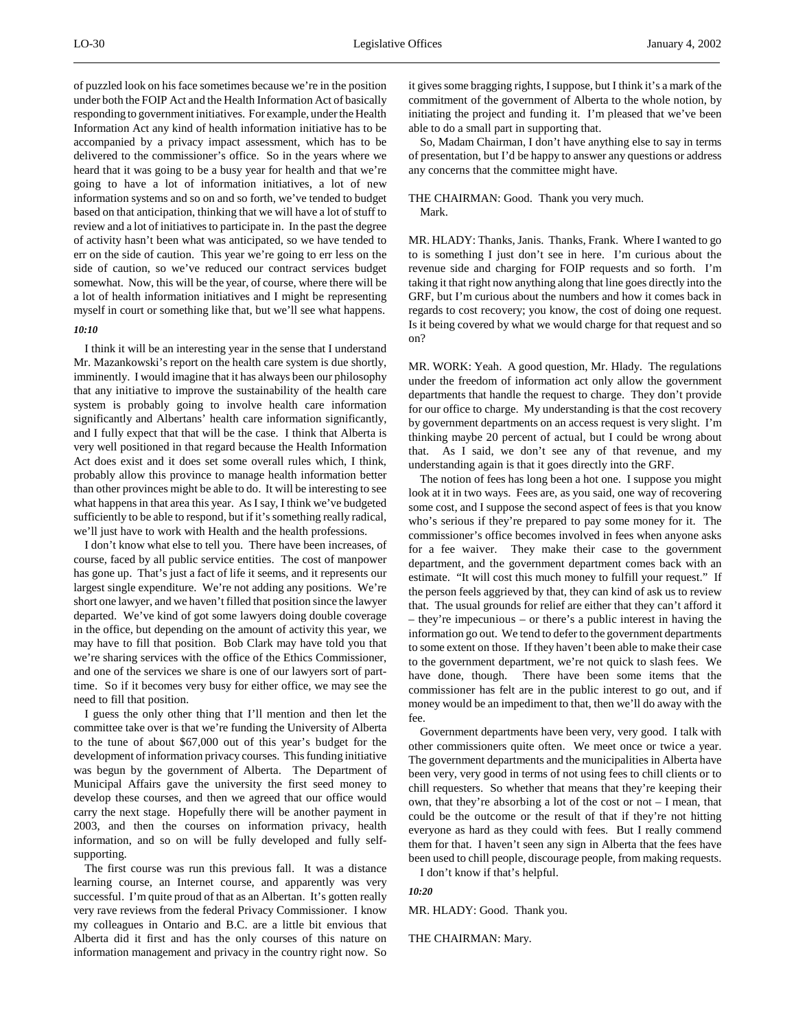of puzzled look on his face sometimes because we're in the position under both the FOIP Act and the Health Information Act of basically responding to government initiatives. For example, under the Health Information Act any kind of health information initiative has to be accompanied by a privacy impact assessment, which has to be delivered to the commissioner's office. So in the years where we heard that it was going to be a busy year for health and that we're going to have a lot of information initiatives, a lot of new information systems and so on and so forth, we've tended to budget based on that anticipation, thinking that we will have a lot of stuff to review and a lot of initiatives to participate in. In the past the degree of activity hasn't been what was anticipated, so we have tended to err on the side of caution. This year we're going to err less on the side of caution, so we've reduced our contract services budget somewhat. Now, this will be the year, of course, where there will be a lot of health information initiatives and I might be representing myself in court or something like that, but we'll see what happens.

*10:10*

I think it will be an interesting year in the sense that I understand Mr. Mazankowski's report on the health care system is due shortly, imminently. I would imagine that it has always been our philosophy that any initiative to improve the sustainability of the health care system is probably going to involve health care information significantly and Albertans' health care information significantly, and I fully expect that that will be the case. I think that Alberta is very well positioned in that regard because the Health Information Act does exist and it does set some overall rules which, I think, probably allow this province to manage health information better than other provinces might be able to do. It will be interesting to see what happens in that area this year. As I say, I think we've budgeted sufficiently to be able to respond, but if it's something really radical, we'll just have to work with Health and the health professions.

I don't know what else to tell you. There have been increases, of course, faced by all public service entities. The cost of manpower has gone up. That's just a fact of life it seems, and it represents our largest single expenditure. We're not adding any positions. We're short one lawyer, and we haven't filled that position since the lawyer departed. We've kind of got some lawyers doing double coverage in the office, but depending on the amount of activity this year, we may have to fill that position. Bob Clark may have told you that we're sharing services with the office of the Ethics Commissioner, and one of the services we share is one of our lawyers sort of part-time. So if it becomes very busy for either office, we may see the need to fill that position.

I guess the only other thing that I'll mention and then let the committee take over is that we're funding the University of Alberta to the tune of about $67,000 out of this year's budget for the development of information privacy courses. This funding initiative was begun by the government of Alberta. The Department of Municipal Affairs gave the university the first seed money to develop these courses, and then we agreed that our office would carry the next stage. Hopefully there will be another payment in 2003, and then the courses on information privacy, health information, and so on will be fully developed and fully self-supporting.

The first course was run this previous fall. It was a distance learning course, an Internet course, and apparently was very successful. I'm quite proud of that as an Albertan. It's gotten really very rave reviews from the federal Privacy Commissioner. I know my colleagues in Ontario and B.C. are a little bit envious that Alberta did it first and has the only courses of this nature on information management and privacy in the country right now. So it gives some bragging rights, I suppose, but I think it's a mark of the commitment of the government of Alberta to the whole notion, by initiating the project and funding it. I'm pleased that we've been able to do a small part in supporting that.

So, Madam Chairman, I don't have anything else to say in terms of presentation, but I'd be happy to answer any questions or address any concerns that the committee might have.

THE CHAIRMAN: Good. Thank you very much.
Mark.

MR. HLADY: Thanks, Janis. Thanks, Frank. Where I wanted to go to is something I just don't see in here. I'm curious about the revenue side and charging for FOIP requests and so forth. I'm taking it that right now anything along that line goes directly into the GRF, but I'm curious about the numbers and how it comes back in regards to cost recovery; you know, the cost of doing one request. Is it being covered by what we would charge for that request and so on?

MR. WORK: Yeah. A good question, Mr. Hlady. The regulations under the freedom of information act only allow the government departments that handle the request to charge. They don't provide for our office to charge. My understanding is that the cost recovery by government departments on an access request is very slight. I'm thinking maybe 20 percent of actual, but I could be wrong about that. As I said, we don't see any of that revenue, and my understanding again is that it goes directly into the GRF.

The notion of fees has long been a hot one. I suppose you might look at it in two ways. Fees are, as you said, one way of recovering some cost, and I suppose the second aspect of fees is that you know who's serious if they're prepared to pay some money for it. The commissioner's office becomes involved in fees when anyone asks for a fee waiver. They make their case to the government department, and the government department comes back with an estimate. "It will cost this much money to fulfill your request." If the person feels aggrieved by that, they can kind of ask us to review that. The usual grounds for relief are either that they can't afford it – they're impecunious – or there's a public interest in having the information go out. We tend to defer to the government departments to some extent on those. If they haven't been able to make their case to the government department, we're not quick to slash fees. We have done, though. There have been some items that the commissioner has felt are in the public interest to go out, and if money would be an impediment to that, then we'll do away with the fee.

Government departments have been very, very good. I talk with other commissioners quite often. We meet once or twice a year. The government departments and the municipalities in Alberta have been very, very good in terms of not using fees to chill clients or to chill requesters. So whether that means that they're keeping their own, that they're absorbing a lot of the cost or not – I mean, that could be the outcome or the result of that if they're not hitting everyone as hard as they could with fees. But I really commend them for that. I haven't seen any sign in Alberta that the fees have been used to chill people, discourage people, from making requests.

I don't know if that's helpful.

*10:20*

MR. HLADY: Good. Thank you.

THE CHAIRMAN: Mary.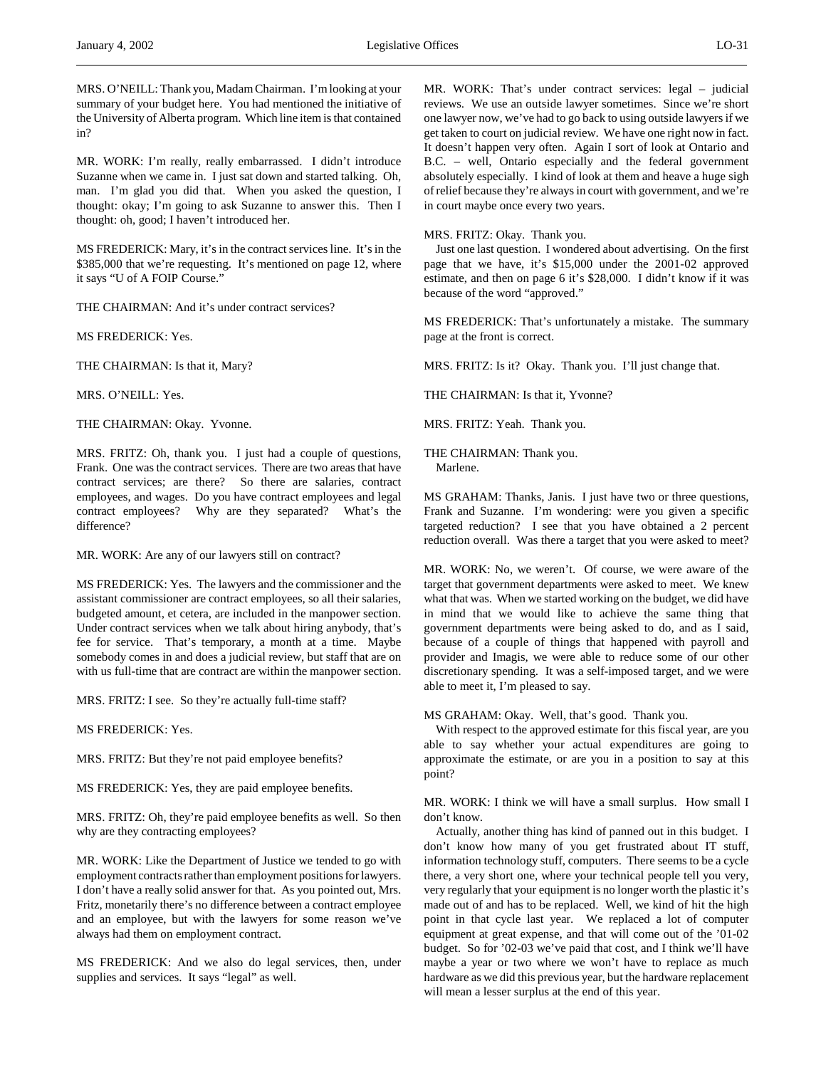MRS. O'NEILL: Thank you, Madam Chairman. I'm looking at your summary of your budget here. You had mentioned the initiative of the University of Alberta program. Which line item is that contained in?

MR. WORK: I'm really, really embarrassed. I didn't introduce Suzanne when we came in. I just sat down and started talking. Oh, man. I'm glad you did that. When you asked the question, I thought: okay; I'm going to ask Suzanne to answer this. Then I thought: oh, good; I haven't introduced her.

MS FREDERICK: Mary, it's in the contract services line. It's in the $385,000 that we're requesting. It's mentioned on page 12, where it says "U of A FOIP Course."

THE CHAIRMAN: And it's under contract services?

MS FREDERICK: Yes.

THE CHAIRMAN: Is that it, Mary?

MRS. O'NEILL: Yes.

THE CHAIRMAN: Okay. Yvonne.

MRS. FRITZ: Oh, thank you. I just had a couple of questions, Frank. One was the contract services. There are two areas that have contract services; are there? So there are salaries, contract employees, and wages. Do you have contract employees and legal contract employees? Why are they separated? What's the difference?

MR. WORK: Are any of our lawyers still on contract?

MS FREDERICK: Yes. The lawyers and the commissioner and the assistant commissioner are contract employees, so all their salaries, budgeted amount, et cetera, are included in the manpower section. Under contract services when we talk about hiring anybody, that's fee for service. That's temporary, a month at a time. Maybe somebody comes in and does a judicial review, but staff that are on with us full-time that are contract are within the manpower section.

MRS. FRITZ: I see. So they're actually full-time staff?

MS FREDERICK: Yes.

MRS. FRITZ: But they're not paid employee benefits?

MS FREDERICK: Yes, they are paid employee benefits.

MRS. FRITZ: Oh, they're paid employee benefits as well. So then why are they contracting employees?

MR. WORK: Like the Department of Justice we tended to go with employment contracts rather than employment positions for lawyers. I don't have a really solid answer for that. As you pointed out, Mrs. Fritz, monetarily there's no difference between a contract employee and an employee, but with the lawyers for some reason we've always had them on employment contract.

MS FREDERICK: And we also do legal services, then, under supplies and services. It says "legal" as well.

MR. WORK: That's under contract services: legal – judicial reviews. We use an outside lawyer sometimes. Since we're short one lawyer now, we've had to go back to using outside lawyers if we get taken to court on judicial review. We have one right now in fact. It doesn't happen very often. Again I sort of look at Ontario and B.C. – well, Ontario especially and the federal government absolutely especially. I kind of look at them and heave a huge sigh of relief because they're always in court with government, and we're in court maybe once every two years.

MRS. FRITZ: Okay. Thank you.

Just one last question. I wondered about advertising. On the first page that we have, it's $15,000 under the 2001-02 approved estimate, and then on page 6 it's $28,000. I didn't know if it was because of the word "approved."

MS FREDERICK: That's unfortunately a mistake. The summary page at the front is correct.

MRS. FRITZ: Is it? Okay. Thank you. I'll just change that.

THE CHAIRMAN: Is that it, Yvonne?

MRS. FRITZ: Yeah. Thank you.

THE CHAIRMAN: Thank you.

Marlene.

MS GRAHAM: Thanks, Janis. I just have two or three questions, Frank and Suzanne. I'm wondering: were you given a specific targeted reduction? I see that you have obtained a 2 percent reduction overall. Was there a target that you were asked to meet?

MR. WORK: No, we weren't. Of course, we were aware of the target that government departments were asked to meet. We knew what that was. When we started working on the budget, we did have in mind that we would like to achieve the same thing that government departments were being asked to do, and as I said, because of a couple of things that happened with payroll and provider and Imagis, we were able to reduce some of our other discretionary spending. It was a self-imposed target, and we were able to meet it, I'm pleased to say.

MS GRAHAM: Okay. Well, that's good. Thank you.

With respect to the approved estimate for this fiscal year, are you able to say whether your actual expenditures are going to approximate the estimate, or are you in a position to say at this point?

MR. WORK: I think we will have a small surplus. How small I don't know.

Actually, another thing has kind of panned out in this budget. I don't know how many of you get frustrated about IT stuff, information technology stuff, computers. There seems to be a cycle there, a very short one, where your technical people tell you very, very regularly that your equipment is no longer worth the plastic it's made out of and has to be replaced. Well, we kind of hit the high point in that cycle last year. We replaced a lot of computer equipment at great expense, and that will come out of the '01-02 budget. So for '02-03 we've paid that cost, and I think we'll have maybe a year or two where we won't have to replace as much hardware as we did this previous year, but the hardware replacement will mean a lesser surplus at the end of this year.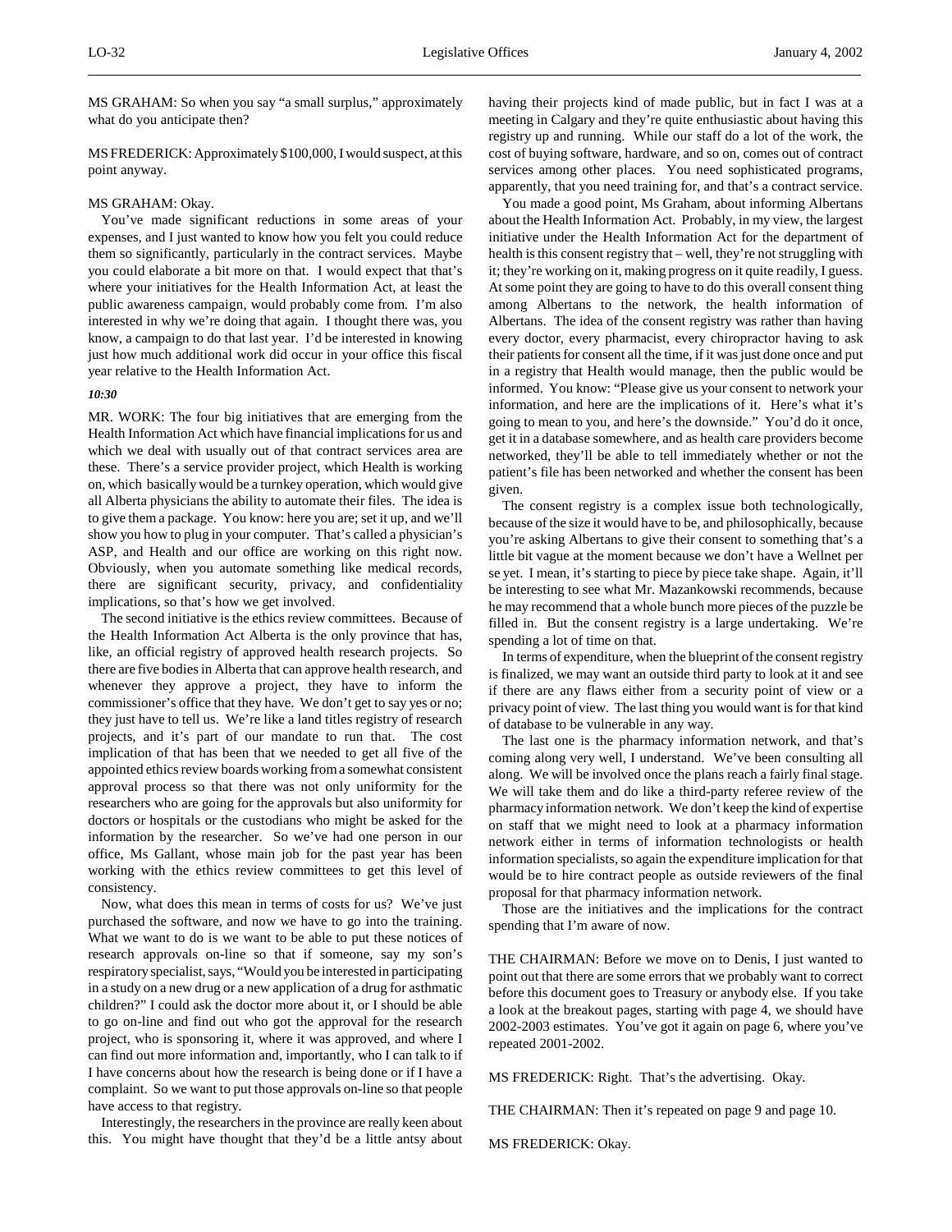MS GRAHAM: So when you say "a small surplus," approximately what do you anticipate then?

MS FREDERICK: Approximately $100,000, I would suspect, at this point anyway.

MS GRAHAM: Okay.

You've made significant reductions in some areas of your expenses, and I just wanted to know how you felt you could reduce them so significantly, particularly in the contract services. Maybe you could elaborate a bit more on that. I would expect that that's where your initiatives for the Health Information Act, at least the public awareness campaign, would probably come from. I'm also interested in why we're doing that again. I thought there was, you know, a campaign to do that last year. I'd be interested in knowing just how much additional work did occur in your office this fiscal year relative to the Health Information Act.

*10:30*

MR. WORK: The four big initiatives that are emerging from the Health Information Act which have financial implications for us and which we deal with usually out of that contract services area are these. There's a service provider project, which Health is working on, which basically would be a turnkey operation, which would give all Alberta physicians the ability to automate their files. The idea is to give them a package. You know: here you are; set it up, and we'll show you how to plug in your computer. That's called a physician's ASP, and Health and our office are working on this right now. Obviously, when you automate something like medical records, there are significant security, privacy, and confidentiality implications, so that's how we get involved.

The second initiative is the ethics review committees. Because of the Health Information Act Alberta is the only province that has, like, an official registry of approved health research projects. So there are five bodies in Alberta that can approve health research, and whenever they approve a project, they have to inform the commissioner's office that they have. We don't get to say yes or no; they just have to tell us. We're like a land titles registry of research projects, and it's part of our mandate to run that. The cost implication of that has been that we needed to get all five of the appointed ethics review boards working from a somewhat consistent approval process so that there was not only uniformity for the researchers who are going for the approvals but also uniformity for doctors or hospitals or the custodians who might be asked for the information by the researcher. So we've had one person in our office, Ms Gallant, whose main job for the past year has been working with the ethics review committees to get this level of consistency.

Now, what does this mean in terms of costs for us? We've just purchased the software, and now we have to go into the training. What we want to do is we want to be able to put these notices of research approvals on-line so that if someone, say my son's respiratory specialist, says, "Would you be interested in participating in a study on a new drug or a new application of a drug for asthmatic children?" I could ask the doctor more about it, or I should be able to go on-line and find out who got the approval for the research project, who is sponsoring it, where it was approved, and where I can find out more information and, importantly, who I can talk to if I have concerns about how the research is being done or if I have a complaint. So we want to put those approvals on-line so that people have access to that registry.

Interestingly, the researchers in the province are really keen about this. You might have thought that they'd be a little antsy about having their projects kind of made public, but in fact I was at a meeting in Calgary and they're quite enthusiastic about having this registry up and running. While our staff do a lot of the work, the cost of buying software, hardware, and so on, comes out of contract services among other places. You need sophisticated programs, apparently, that you need training for, and that's a contract service.

You made a good point, Ms Graham, about informing Albertans about the Health Information Act. Probably, in my view, the largest initiative under the Health Information Act for the department of health is this consent registry that – well, they're not struggling with it; they're working on it, making progress on it quite readily, I guess. At some point they are going to have to do this overall consent thing among Albertans to the network, the health information of Albertans. The idea of the consent registry was rather than having every doctor, every pharmacist, every chiropractor having to ask their patients for consent all the time, if it was just done once and put in a registry that Health would manage, then the public would be informed. You know: "Please give us your consent to network your information, and here are the implications of it. Here's what it's going to mean to you, and here's the downside." You'd do it once, get it in a database somewhere, and as health care providers become networked, they'll be able to tell immediately whether or not the patient's file has been networked and whether the consent has been given.

The consent registry is a complex issue both technologically, because of the size it would have to be, and philosophically, because you're asking Albertans to give their consent to something that's a little bit vague at the moment because we don't have a Wellnet per se yet. I mean, it's starting to piece by piece take shape. Again, it'll be interesting to see what Mr. Mazankowski recommends, because he may recommend that a whole bunch more pieces of the puzzle be filled in. But the consent registry is a large undertaking. We're spending a lot of time on that.

In terms of expenditure, when the blueprint of the consent registry is finalized, we may want an outside third party to look at it and see if there are any flaws either from a security point of view or a privacy point of view. The last thing you would want is for that kind of database to be vulnerable in any way.

The last one is the pharmacy information network, and that's coming along very well, I understand. We've been consulting all along. We will be involved once the plans reach a fairly final stage. We will take them and do like a third-party referee review of the pharmacy information network. We don't keep the kind of expertise on staff that we might need to look at a pharmacy information network either in terms of information technologists or health information specialists, so again the expenditure implication for that would be to hire contract people as outside reviewers of the final proposal for that pharmacy information network.

Those are the initiatives and the implications for the contract spending that I'm aware of now.

THE CHAIRMAN: Before we move on to Denis, I just wanted to point out that there are some errors that we probably want to correct before this document goes to Treasury or anybody else. If you take a look at the breakout pages, starting with page 4, we should have 2002-2003 estimates. You've got it again on page 6, where you've repeated 2001-2002.

MS FREDERICK: Right. That's the advertising. Okay.

THE CHAIRMAN: Then it's repeated on page 9 and page 10.

MS FREDERICK: Okay.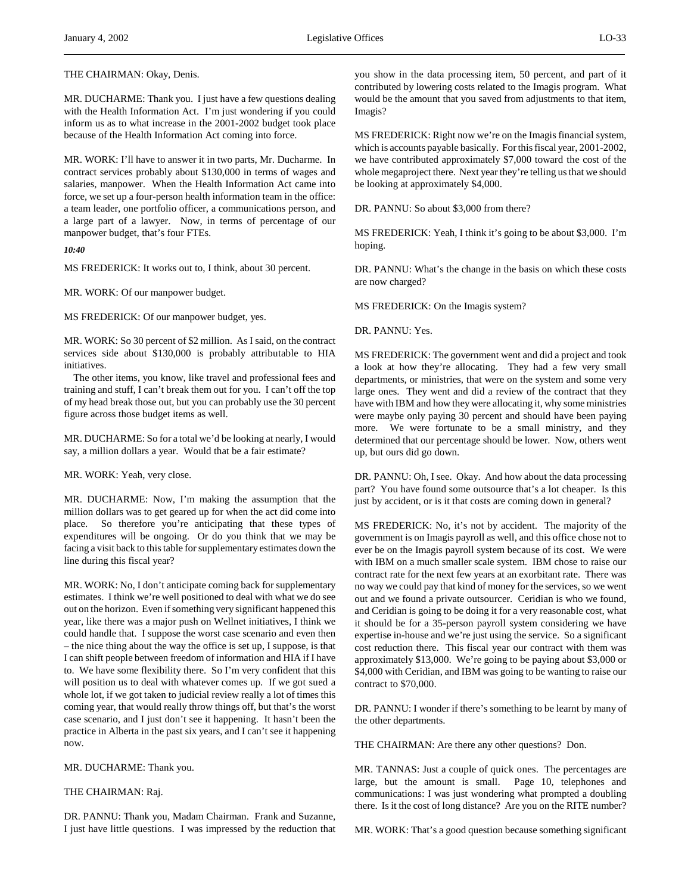THE CHAIRMAN: Okay, Denis.

MR. DUCHARME: Thank you. I just have a few questions dealing with the Health Information Act. I'm just wondering if you could inform us as to what increase in the 2001-2002 budget took place because of the Health Information Act coming into force.

MR. WORK: I'll have to answer it in two parts, Mr. Ducharme. In contract services probably about $130,000 in terms of wages and salaries, manpower. When the Health Information Act came into force, we set up a four-person health information team in the office: a team leader, one portfolio officer, a communications person, and a large part of a lawyer. Now, in terms of percentage of our manpower budget, that's four FTEs.

*10:40*

MS FREDERICK: It works out to, I think, about 30 percent.

MR. WORK: Of our manpower budget.

MS FREDERICK: Of our manpower budget, yes.

MR. WORK: So 30 percent of $2 million. As I said, on the contract services side about $130,000 is probably attributable to HIA initiatives.

The other items, you know, like travel and professional fees and training and stuff, I can't break them out for you. I can't off the top of my head break those out, but you can probably use the 30 percent figure across those budget items as well.

MR. DUCHARME: So for a total we'd be looking at nearly, I would say, a million dollars a year. Would that be a fair estimate?

MR. WORK: Yeah, very close.

MR. DUCHARME: Now, I'm making the assumption that the million dollars was to get geared up for when the act did come into place. So therefore you're anticipating that these types of expenditures will be ongoing. Or do you think that we may be facing a visit back to this table for supplementary estimates down the line during this fiscal year?

MR. WORK: No, I don't anticipate coming back for supplementary estimates. I think we're well positioned to deal with what we do see out on the horizon. Even if something very significant happened this year, like there was a major push on Wellnet initiatives, I think we could handle that. I suppose the worst case scenario and even then – the nice thing about the way the office is set up, I suppose, is that I can shift people between freedom of information and HIA if I have to. We have some flexibility there. So I'm very confident that this will position us to deal with whatever comes up. If we got sued a whole lot, if we got taken to judicial review really a lot of times this coming year, that would really throw things off, but that's the worst case scenario, and I just don't see it happening. It hasn't been the practice in Alberta in the past six years, and I can't see it happening now.

MR. DUCHARME: Thank you.

THE CHAIRMAN: Raj.

DR. PANNU: Thank you, Madam Chairman. Frank and Suzanne, I just have little questions. I was impressed by the reduction that you show in the data processing item, 50 percent, and part of it contributed by lowering costs related to the Imagis program. What would be the amount that you saved from adjustments to that item, Imagis?

MS FREDERICK: Right now we're on the Imagis financial system, which is accounts payable basically. For this fiscal year, 2001-2002, we have contributed approximately $7,000 toward the cost of the whole megaproject there. Next year they're telling us that we should be looking at approximately $4,000.

DR. PANNU: So about $3,000 from there?

MS FREDERICK: Yeah, I think it's going to be about $3,000. I'm hoping.

DR. PANNU: What's the change in the basis on which these costs are now charged?

MS FREDERICK: On the Imagis system?

DR. PANNU: Yes.

MS FREDERICK: The government went and did a project and took a look at how they're allocating. They had a few very small departments, or ministries, that were on the system and some very large ones. They went and did a review of the contract that they have with IBM and how they were allocating it, why some ministries were maybe only paying 30 percent and should have been paying more. We were fortunate to be a small ministry, and they determined that our percentage should be lower. Now, others went up, but ours did go down.

DR. PANNU: Oh, I see. Okay. And how about the data processing part? You have found some outsource that's a lot cheaper. Is this just by accident, or is it that costs are coming down in general?

MS FREDERICK: No, it's not by accident. The majority of the government is on Imagis payroll as well, and this office chose not to ever be on the Imagis payroll system because of its cost. We were with IBM on a much smaller scale system. IBM chose to raise our contract rate for the next few years at an exorbitant rate. There was no way we could pay that kind of money for the services, so we went out and we found a private outsourcer. Ceridian is who we found, and Ceridian is going to be doing it for a very reasonable cost, what it should be for a 35-person payroll system considering we have expertise in-house and we're just using the service. So a significant cost reduction there. This fiscal year our contract with them was approximately $13,000. We're going to be paying about $3,000 or $4,000 with Ceridian, and IBM was going to be wanting to raise our contract to $70,000.

DR. PANNU: I wonder if there's something to be learnt by many of the other departments.

THE CHAIRMAN: Are there any other questions? Don.

MR. TANNAS: Just a couple of quick ones. The percentages are large, but the amount is small. Page 10, telephones and communications: I was just wondering what prompted a doubling there. Is it the cost of long distance? Are you on the RITE number?

MR. WORK: That's a good question because something significant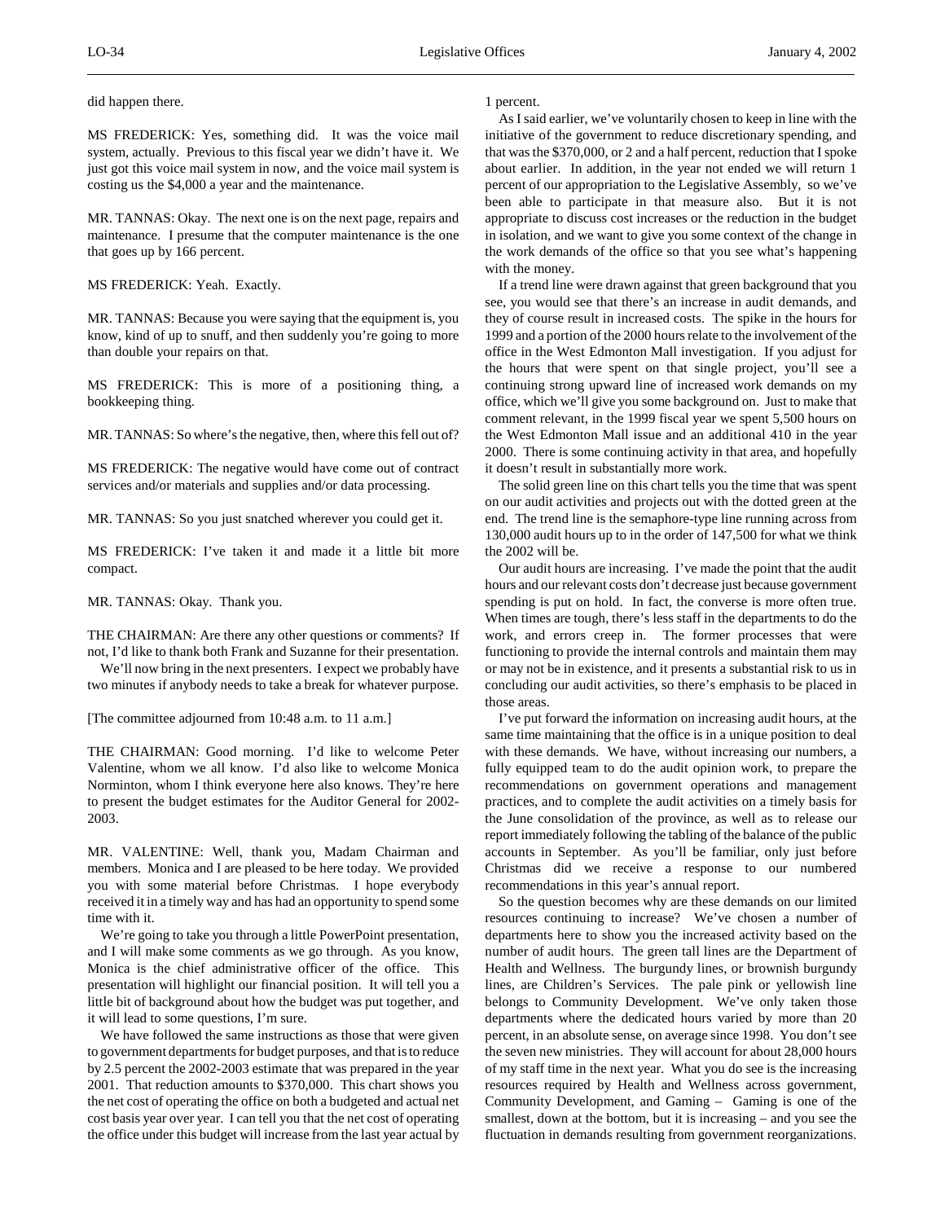did happen there.

MS FREDERICK: Yes, something did. It was the voice mail system, actually. Previous to this fiscal year we didn't have it. We just got this voice mail system in now, and the voice mail system is costing us the $4,000 a year and the maintenance.

MR. TANNAS: Okay. The next one is on the next page, repairs and maintenance. I presume that the computer maintenance is the one that goes up by 166 percent.

MS FREDERICK: Yeah. Exactly.

MR. TANNAS: Because you were saying that the equipment is, you know, kind of up to snuff, and then suddenly you're going to more than double your repairs on that.

MS FREDERICK: This is more of a positioning thing, a bookkeeping thing.

MR. TANNAS: So where's the negative, then, where this fell out of?

MS FREDERICK: The negative would have come out of contract services and/or materials and supplies and/or data processing.

MR. TANNAS: So you just snatched wherever you could get it.

MS FREDERICK: I've taken it and made it a little bit more compact.

MR. TANNAS: Okay. Thank you.

THE CHAIRMAN: Are there any other questions or comments? If not, I'd like to thank both Frank and Suzanne for their presentation.

We'll now bring in the next presenters. I expect we probably have two minutes if anybody needs to take a break for whatever purpose.

[The committee adjourned from 10:48 a.m. to 11 a.m.]

THE CHAIRMAN: Good morning. I'd like to welcome Peter Valentine, whom we all know. I'd also like to welcome Monica Norminton, whom I think everyone here also knows. They're here to present the budget estimates for the Auditor General for 2002-2003.

MR. VALENTINE: Well, thank you, Madam Chairman and members. Monica and I are pleased to be here today. We provided you with some material before Christmas. I hope everybody received it in a timely way and has had an opportunity to spend some time with it.

We're going to take you through a little PowerPoint presentation, and I will make some comments as we go through. As you know, Monica is the chief administrative officer of the office. This presentation will highlight our financial position. It will tell you a little bit of background about how the budget was put together, and it will lead to some questions, I'm sure.

We have followed the same instructions as those that were given to government departments for budget purposes, and that is to reduce by 2.5 percent the 2002-2003 estimate that was prepared in the year 2001. That reduction amounts to $370,000. This chart shows you the net cost of operating the office on both a budgeted and actual net cost basis year over year. I can tell you that the net cost of operating the office under this budget will increase from the last year actual by 1 percent.

As I said earlier, we've voluntarily chosen to keep in line with the initiative of the government to reduce discretionary spending, and that was the $370,000, or 2 and a half percent, reduction that I spoke about earlier. In addition, in the year not ended we will return 1 percent of our appropriation to the Legislative Assembly, so we've been able to participate in that measure also. But it is not appropriate to discuss cost increases or the reduction in the budget in isolation, and we want to give you some context of the change in the work demands of the office so that you see what's happening with the money.

If a trend line were drawn against that green background that you see, you would see that there's an increase in audit demands, and they of course result in increased costs. The spike in the hours for 1999 and a portion of the 2000 hours relate to the involvement of the office in the West Edmonton Mall investigation. If you adjust for the hours that were spent on that single project, you'll see a continuing strong upward line of increased work demands on my office, which we'll give you some background on. Just to make that comment relevant, in the 1999 fiscal year we spent 5,500 hours on the West Edmonton Mall issue and an additional 410 in the year 2000. There is some continuing activity in that area, and hopefully it doesn't result in substantially more work.

The solid green line on this chart tells you the time that was spent on our audit activities and projects out with the dotted green at the end. The trend line is the semaphore-type line running across from 130,000 audit hours up to in the order of 147,500 for what we think the 2002 will be.

Our audit hours are increasing. I've made the point that the audit hours and our relevant costs don't decrease just because government spending is put on hold. In fact, the converse is more often true. When times are tough, there's less staff in the departments to do the work, and errors creep in. The former processes that were functioning to provide the internal controls and maintain them may or may not be in existence, and it presents a substantial risk to us in concluding our audit activities, so there's emphasis to be placed in those areas.

I've put forward the information on increasing audit hours, at the same time maintaining that the office is in a unique position to deal with these demands. We have, without increasing our numbers, a fully equipped team to do the audit opinion work, to prepare the recommendations on government operations and management practices, and to complete the audit activities on a timely basis for the June consolidation of the province, as well as to release our report immediately following the tabling of the balance of the public accounts in September. As you'll be familiar, only just before Christmas did we receive a response to our numbered recommendations in this year's annual report.

So the question becomes why are these demands on our limited resources continuing to increase? We've chosen a number of departments here to show you the increased activity based on the number of audit hours. The green tall lines are the Department of Health and Wellness. The burgundy lines, or brownish burgundy lines, are Children's Services. The pale pink or yellowish line belongs to Community Development. We've only taken those departments where the dedicated hours varied by more than 20 percent, in an absolute sense, on average since 1998. You don't see the seven new ministries. They will account for about 28,000 hours of my staff time in the next year. What you do see is the increasing resources required by Health and Wellness across government, Community Development, and Gaming – Gaming is one of the smallest, down at the bottom, but it is increasing – and you see the fluctuation in demands resulting from government reorganizations.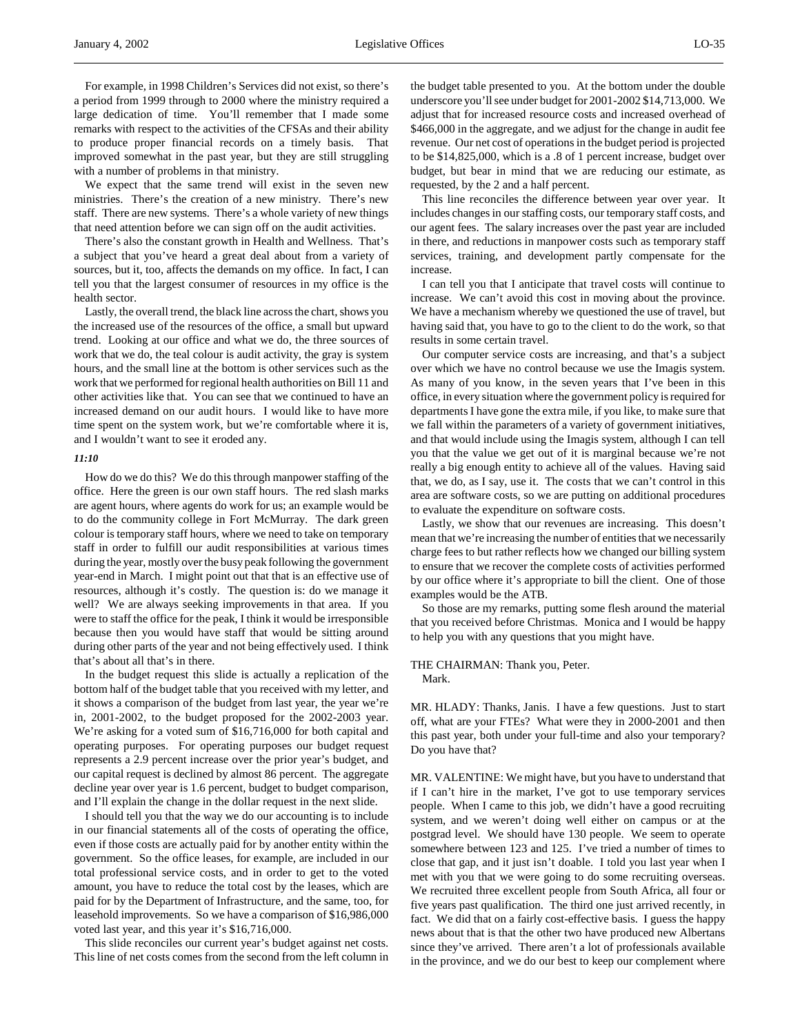For example, in 1998 Children's Services did not exist, so there's a period from 1999 through to 2000 where the ministry required a large dedication of time. You'll remember that I made some remarks with respect to the activities of the CFSAs and their ability to produce proper financial records on a timely basis. That improved somewhat in the past year, but they are still struggling with a number of problems in that ministry.

We expect that the same trend will exist in the seven new ministries. There's the creation of a new ministry. There's new staff. There are new systems. There's a whole variety of new things that need attention before we can sign off on the audit activities.

There's also the constant growth in Health and Wellness. That's a subject that you've heard a great deal about from a variety of sources, but it, too, affects the demands on my office. In fact, I can tell you that the largest consumer of resources in my office is the health sector.

Lastly, the overall trend, the black line across the chart, shows you the increased use of the resources of the office, a small but upward trend. Looking at our office and what we do, the three sources of work that we do, the teal colour is audit activity, the gray is system hours, and the small line at the bottom is other services such as the work that we performed for regional health authorities on Bill 11 and other activities like that. You can see that we continued to have an increased demand on our audit hours. I would like to have more time spent on the system work, but we're comfortable where it is, and I wouldn't want to see it eroded any.

*11:10*

How do we do this? We do this through manpower staffing of the office. Here the green is our own staff hours. The red slash marks are agent hours, where agents do work for us; an example would be to do the community college in Fort McMurray. The dark green colour is temporary staff hours, where we need to take on temporary staff in order to fulfill our audit responsibilities at various times during the year, mostly over the busy peak following the government year-end in March. I might point out that that is an effective use of resources, although it's costly. The question is: do we manage it well? We are always seeking improvements in that area. If you were to staff the office for the peak, I think it would be irresponsible because then you would have staff that would be sitting around during other parts of the year and not being effectively used. I think that's about all that's in there.

In the budget request this slide is actually a replication of the bottom half of the budget table that you received with my letter, and it shows a comparison of the budget from last year, the year we're in, 2001-2002, to the budget proposed for the 2002-2003 year. We're asking for a voted sum of $16,716,000 for both capital and operating purposes. For operating purposes our budget request represents a 2.9 percent increase over the prior year's budget, and our capital request is declined by almost 86 percent. The aggregate decline year over year is 1.6 percent, budget to budget comparison, and I'll explain the change in the dollar request in the next slide.

I should tell you that the way we do our accounting is to include in our financial statements all of the costs of operating the office, even if those costs are actually paid for by another entity within the government. So the office leases, for example, are included in our total professional service costs, and in order to get to the voted amount, you have to reduce the total cost by the leases, which are paid for by the Department of Infrastructure, and the same, too, for leasehold improvements. So we have a comparison of $16,986,000 voted last year, and this year it's $16,716,000.

This slide reconciles our current year's budget against net costs. This line of net costs comes from the second from the left column in the budget table presented to you. At the bottom under the double underscore you'll see under budget for 2001-2002 $14,713,000. We adjust that for increased resource costs and increased overhead of $466,000 in the aggregate, and we adjust for the change in audit fee revenue. Our net cost of operations in the budget period is projected to be $14,825,000, which is a .8 of 1 percent increase, budget over budget, but bear in mind that we are reducing our estimate, as requested, by the 2 and a half percent.

This line reconciles the difference between year over year. It includes changes in our staffing costs, our temporary staff costs, and our agent fees. The salary increases over the past year are included in there, and reductions in manpower costs such as temporary staff services, training, and development partly compensate for the increase.

I can tell you that I anticipate that travel costs will continue to increase. We can't avoid this cost in moving about the province. We have a mechanism whereby we questioned the use of travel, but having said that, you have to go to the client to do the work, so that results in some certain travel.

Our computer service costs are increasing, and that's a subject over which we have no control because we use the Imagis system. As many of you know, in the seven years that I've been in this office, in every situation where the government policy is required for departments I have gone the extra mile, if you like, to make sure that we fall within the parameters of a variety of government initiatives, and that would include using the Imagis system, although I can tell you that the value we get out of it is marginal because we're not really a big enough entity to achieve all of the values. Having said that, we do, as I say, use it. The costs that we can't control in this area are software costs, so we are putting on additional procedures to evaluate the expenditure on software costs.

Lastly, we show that our revenues are increasing. This doesn't mean that we're increasing the number of entities that we necessarily charge fees to but rather reflects how we changed our billing system to ensure that we recover the complete costs of activities performed by our office where it's appropriate to bill the client. One of those examples would be the ATB.

So those are my remarks, putting some flesh around the material that you received before Christmas. Monica and I would be happy to help you with any questions that you might have.

THE CHAIRMAN: Thank you, Peter.
Mark.

MR. HLADY: Thanks, Janis. I have a few questions. Just to start off, what are your FTEs? What were they in 2000-2001 and then this past year, both under your full-time and also your temporary? Do you have that?

MR. VALENTINE: We might have, but you have to understand that if I can't hire in the market, I've got to use temporary services people. When I came to this job, we didn't have a good recruiting system, and we weren't doing well either on campus or at the postgrad level. We should have 130 people. We seem to operate somewhere between 123 and 125. I've tried a number of times to close that gap, and it just isn't doable. I told you last year when I met with you that we were going to do some recruiting overseas. We recruited three excellent people from South Africa, all four or five years past qualification. The third one just arrived recently, in fact. We did that on a fairly cost-effective basis. I guess the happy news about that is that the other two have produced new Albertans since they've arrived. There aren't a lot of professionals available in the province, and we do our best to keep our complement where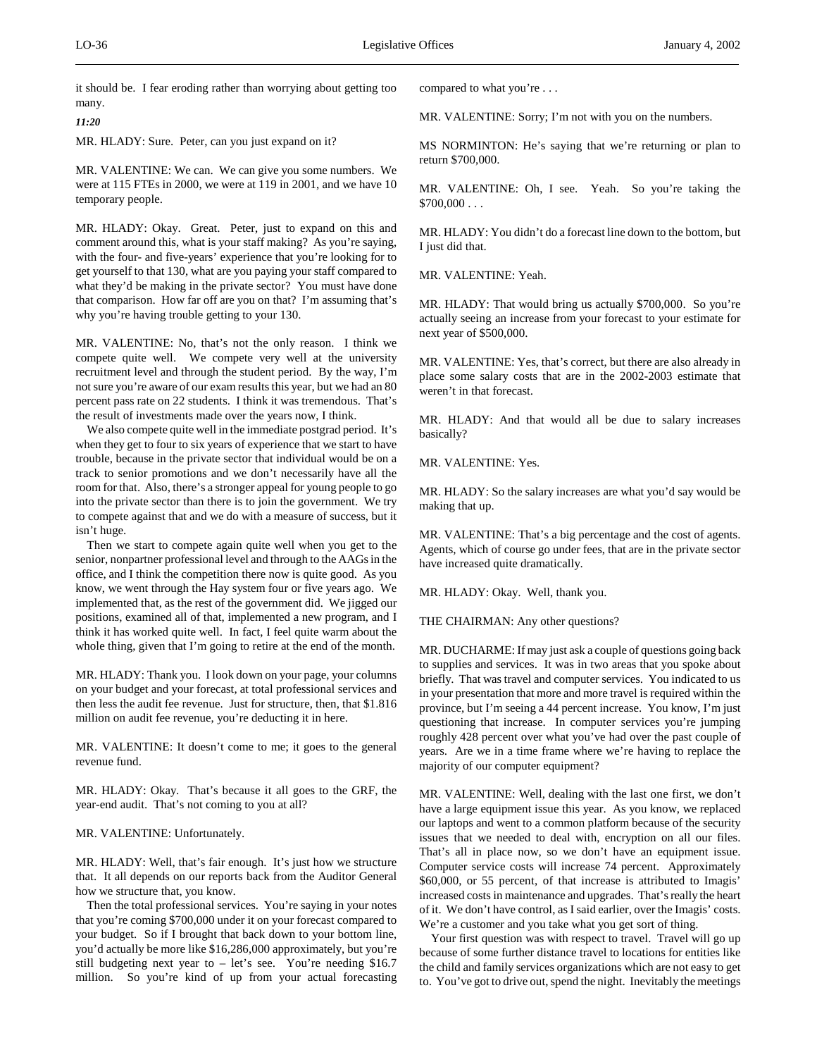it should be. I fear eroding rather than worrying about getting too many.

*11:20*

MR. HLADY: Sure. Peter, can you just expand on it?

MR. VALENTINE: We can. We can give you some numbers. We were at 115 FTEs in 2000, we were at 119 in 2001, and we have 10 temporary people.

MR. HLADY: Okay. Great. Peter, just to expand on this and comment around this, what is your staff making? As you're saying, with the four- and five-years' experience that you're looking for to get yourself to that 130, what are you paying your staff compared to what they'd be making in the private sector? You must have done that comparison. How far off are you on that? I'm assuming that's why you're having trouble getting to your 130.

MR. VALENTINE: No, that's not the only reason. I think we compete quite well. We compete very well at the university recruitment level and through the student period. By the way, I'm not sure you're aware of our exam results this year, but we had an 80 percent pass rate on 22 students. I think it was tremendous. That's the result of investments made over the years now, I think.

We also compete quite well in the immediate postgrad period. It's when they get to four to six years of experience that we start to have trouble, because in the private sector that individual would be on a track to senior promotions and we don't necessarily have all the room for that. Also, there's a stronger appeal for young people to go into the private sector than there is to join the government. We try to compete against that and we do with a measure of success, but it isn't huge.

Then we start to compete again quite well when you get to the senior, nonpartner professional level and through to the AAGs in the office, and I think the competition there now is quite good. As you know, we went through the Hay system four or five years ago. We implemented that, as the rest of the government did. We jigged our positions, examined all of that, implemented a new program, and I think it has worked quite well. In fact, I feel quite warm about the whole thing, given that I'm going to retire at the end of the month.

MR. HLADY: Thank you. I look down on your page, your columns on your budget and your forecast, at total professional services and then less the audit fee revenue. Just for structure, then, that $1.816 million on audit fee revenue, you're deducting it in here.

MR. VALENTINE: It doesn't come to me; it goes to the general revenue fund.

MR. HLADY: Okay. That's because it all goes to the GRF, the year-end audit. That's not coming to you at all?

MR. VALENTINE: Unfortunately.

MR. HLADY: Well, that's fair enough. It's just how we structure that. It all depends on our reports back from the Auditor General how we structure that, you know.

Then the total professional services. You're saying in your notes that you're coming $700,000 under it on your forecast compared to your budget. So if I brought that back down to your bottom line, you'd actually be more like $16,286,000 approximately, but you're still budgeting next year to – let's see. You're needing $16.7 million. So you're kind of up from your actual forecasting compared to what you're . . .

MR. VALENTINE: Sorry; I'm not with you on the numbers.

MS NORMINTON: He's saying that we're returning or plan to return $700,000.

MR. VALENTINE: Oh, I see. Yeah. So you're taking the $700,000 . . .

MR. HLADY: You didn't do a forecast line down to the bottom, but I just did that.

MR. VALENTINE: Yeah.

MR. HLADY: That would bring us actually $700,000. So you're actually seeing an increase from your forecast to your estimate for next year of $500,000.

MR. VALENTINE: Yes, that's correct, but there are also already in place some salary costs that are in the 2002-2003 estimate that weren't in that forecast.

MR. HLADY: And that would all be due to salary increases basically?

MR. VALENTINE: Yes.

MR. HLADY: So the salary increases are what you'd say would be making that up.

MR. VALENTINE: That's a big percentage and the cost of agents. Agents, which of course go under fees, that are in the private sector have increased quite dramatically.

MR. HLADY: Okay. Well, thank you.

THE CHAIRMAN: Any other questions?

MR. DUCHARME: If may just ask a couple of questions going back to supplies and services. It was in two areas that you spoke about briefly. That was travel and computer services. You indicated to us in your presentation that more and more travel is required within the province, but I'm seeing a 44 percent increase. You know, I'm just questioning that increase. In computer services you're jumping roughly 428 percent over what you've had over the past couple of years. Are we in a time frame where we're having to replace the majority of our computer equipment?

MR. VALENTINE: Well, dealing with the last one first, we don't have a large equipment issue this year. As you know, we replaced our laptops and went to a common platform because of the security issues that we needed to deal with, encryption on all our files. That's all in place now, so we don't have an equipment issue. Computer service costs will increase 74 percent. Approximately $60,000, or 55 percent, of that increase is attributed to Imagis' increased costs in maintenance and upgrades. That's really the heart of it. We don't have control, as I said earlier, over the Imagis' costs. We're a customer and you take what you get sort of thing.

Your first question was with respect to travel. Travel will go up because of some further distance travel to locations for entities like the child and family services organizations which are not easy to get to. You've got to drive out, spend the night. Inevitably the meetings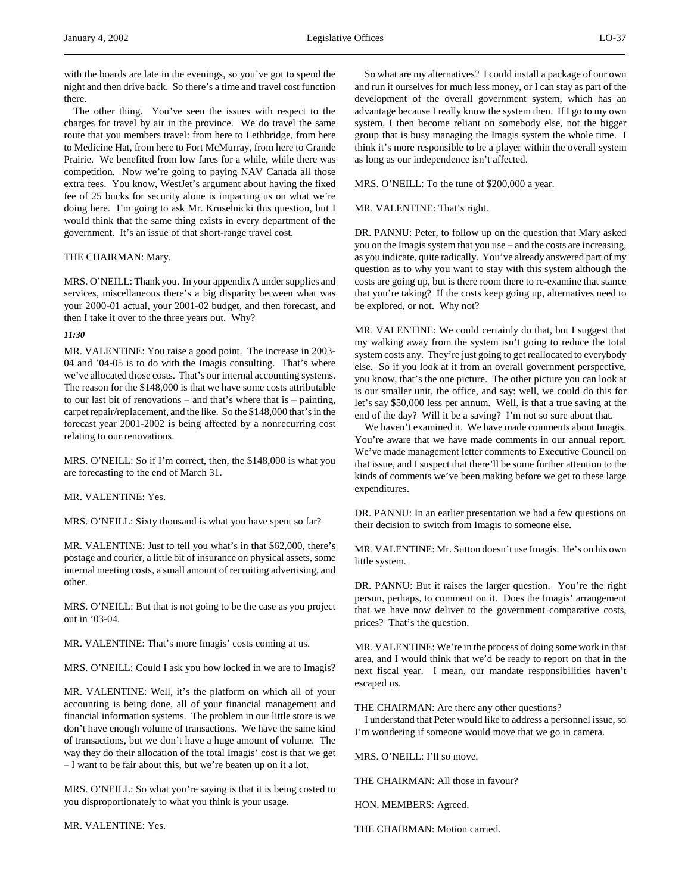with the boards are late in the evenings, so you've got to spend the night and then drive back. So there's a time and travel cost function there.

The other thing. You've seen the issues with respect to the charges for travel by air in the province. We do travel the same route that you members travel: from here to Lethbridge, from here to Medicine Hat, from here to Fort McMurray, from here to Grande Prairie. We benefited from low fares for a while, while there was competition. Now we're going to paying NAV Canada all those extra fees. You know, WestJet's argument about having the fixed fee of 25 bucks for security alone is impacting us on what we're doing here. I'm going to ask Mr. Kruselnicki this question, but I would think that the same thing exists in every department of the government. It's an issue of that short-range travel cost.

THE CHAIRMAN: Mary.

MRS. O'NEILL: Thank you. In your appendix A under supplies and services, miscellaneous there's a big disparity between what was your 2000-01 actual, your 2001-02 budget, and then forecast, and then I take it over to the three years out. Why?

*11:30*

MR. VALENTINE: You raise a good point. The increase in 2003-04 and '04-05 is to do with the Imagis consulting. That's where we've allocated those costs. That's our internal accounting systems. The reason for the $148,000 is that we have some costs attributable to our last bit of renovations – and that's where that is – painting, carpet repair/replacement, and the like. So the $148,000 that's in the forecast year 2001-2002 is being affected by a nonrecurring cost relating to our renovations.

MRS. O'NEILL: So if I'm correct, then, the $148,000 is what you are forecasting to the end of March 31.

MR. VALENTINE: Yes.

MRS. O'NEILL: Sixty thousand is what you have spent so far?

MR. VALENTINE: Just to tell you what's in that $62,000, there's postage and courier, a little bit of insurance on physical assets, some internal meeting costs, a small amount of recruiting advertising, and other.

MRS. O'NEILL: But that is not going to be the case as you project out in '03-04.

MR. VALENTINE: That's more Imagis' costs coming at us.

MRS. O'NEILL: Could I ask you how locked in we are to Imagis?

MR. VALENTINE: Well, it's the platform on which all of your accounting is being done, all of your financial management and financial information systems. The problem in our little store is we don't have enough volume of transactions. We have the same kind of transactions, but we don't have a huge amount of volume. The way they do their allocation of the total Imagis' cost is that we get – I want to be fair about this, but we're beaten up on it a lot.

MRS. O'NEILL: So what you're saying is that it is being costed to you disproportionately to what you think is your usage.

MR. VALENTINE: Yes.

So what are my alternatives? I could install a package of our own and run it ourselves for much less money, or I can stay as part of the development of the overall government system, which has an advantage because I really know the system then. If I go to my own system, I then become reliant on somebody else, not the bigger group that is busy managing the Imagis system the whole time. I think it's more responsible to be a player within the overall system as long as our independence isn't affected.

MRS. O'NEILL: To the tune of $200,000 a year.

MR. VALENTINE: That's right.

DR. PANNU: Peter, to follow up on the question that Mary asked you on the Imagis system that you use – and the costs are increasing, as you indicate, quite radically. You've already answered part of my question as to why you want to stay with this system although the costs are going up, but is there room there to re-examine that stance that you're taking? If the costs keep going up, alternatives need to be explored, or not. Why not?

MR. VALENTINE: We could certainly do that, but I suggest that my walking away from the system isn't going to reduce the total system costs any. They're just going to get reallocated to everybody else. So if you look at it from an overall government perspective, you know, that's the one picture. The other picture you can look at is our smaller unit, the office, and say: well, we could do this for let's say $50,000 less per annum. Well, is that a true saving at the end of the day? Will it be a saving? I'm not so sure about that.

We haven't examined it. We have made comments about Imagis. You're aware that we have made comments in our annual report. We've made management letter comments to Executive Council on that issue, and I suspect that there'll be some further attention to the kinds of comments we've been making before we get to these large expenditures.

DR. PANNU: In an earlier presentation we had a few questions on their decision to switch from Imagis to someone else.

MR. VALENTINE: Mr. Sutton doesn't use Imagis. He's on his own little system.

DR. PANNU: But it raises the larger question. You're the right person, perhaps, to comment on it. Does the Imagis' arrangement that we have now deliver to the government comparative costs, prices? That's the question.

MR. VALENTINE: We're in the process of doing some work in that area, and I would think that we'd be ready to report on that in the next fiscal year. I mean, our mandate responsibilities haven't escaped us.

THE CHAIRMAN: Are there any other questions?

I understand that Peter would like to address a personnel issue, so I'm wondering if someone would move that we go in camera.

MRS. O'NEILL: I'll so move.

THE CHAIRMAN: All those in favour?

HON. MEMBERS: Agreed.

THE CHAIRMAN: Motion carried.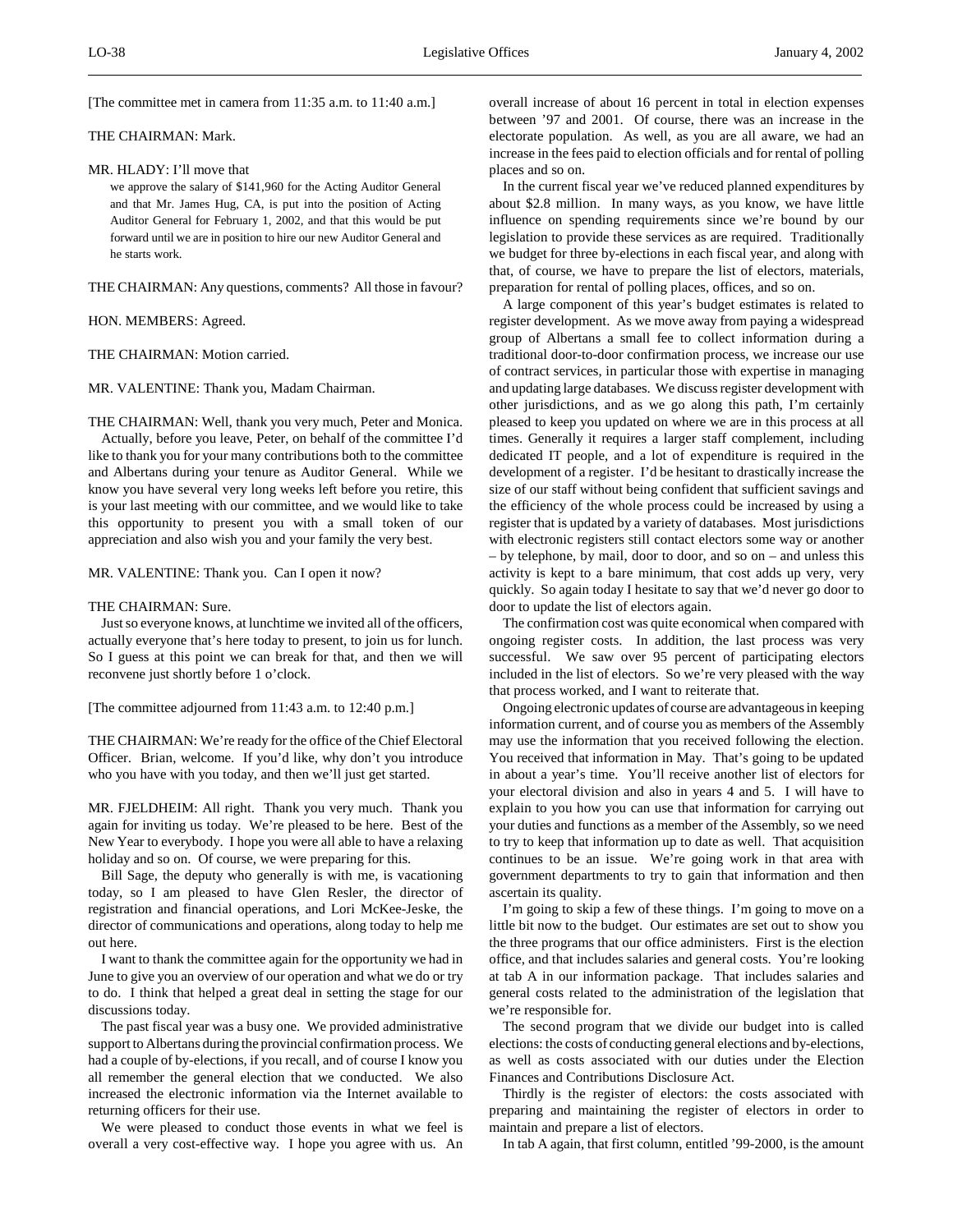[The committee met in camera from 11:35 a.m. to 11:40 a.m.]

THE CHAIRMAN: Mark.

MR. HLADY: I'll move that

> we approve the salary of $141,960 for the Acting Auditor General and that Mr. James Hug, CA, is put into the position of Acting Auditor General for February 1, 2002, and that this would be put forward until we are in position to hire our new Auditor General and he starts work.

THE CHAIRMAN: Any questions, comments? All those in favour?

HON. MEMBERS: Agreed.

THE CHAIRMAN: Motion carried.

MR. VALENTINE: Thank you, Madam Chairman.

THE CHAIRMAN: Well, thank you very much, Peter and Monica.

Actually, before you leave, Peter, on behalf of the committee I'd like to thank you for your many contributions both to the committee and Albertans during your tenure as Auditor General. While we know you have several very long weeks left before you retire, this is your last meeting with our committee, and we would like to take this opportunity to present you with a small token of our appreciation and also wish you and your family the very best.

MR. VALENTINE: Thank you. Can I open it now?

THE CHAIRMAN: Sure.

Just so everyone knows, at lunchtime we invited all of the officers, actually everyone that's here today to present, to join us for lunch. So I guess at this point we can break for that, and then we will reconvene just shortly before 1 o'clock.

[The committee adjourned from 11:43 a.m. to 12:40 p.m.]

THE CHAIRMAN: We're ready for the office of the Chief Electoral Officer. Brian, welcome. If you'd like, why don't you introduce who you have with you today, and then we'll just get started.

MR. FJELDHEIM: All right. Thank you very much. Thank you again for inviting us today. We're pleased to be here. Best of the New Year to everybody. I hope you were all able to have a relaxing holiday and so on. Of course, we were preparing for this.

Bill Sage, the deputy who generally is with me, is vacationing today, so I am pleased to have Glen Resler, the director of registration and financial operations, and Lori McKee-Jeske, the director of communications and operations, along today to help me out here.

I want to thank the committee again for the opportunity we had in June to give you an overview of our operation and what we do or try to do. I think that helped a great deal in setting the stage for our discussions today.

The past fiscal year was a busy one. We provided administrative support to Albertans during the provincial confirmation process. We had a couple of by-elections, if you recall, and of course I know you all remember the general election that we conducted. We also increased the electronic information via the Internet available to returning officers for their use.

We were pleased to conduct those events in what we feel is overall a very cost-effective way. I hope you agree with us. An overall increase of about 16 percent in total in election expenses between '97 and 2001. Of course, there was an increase in the electorate population. As well, as you are all aware, we had an increase in the fees paid to election officials and for rental of polling places and so on.

In the current fiscal year we've reduced planned expenditures by about $2.8 million. In many ways, as you know, we have little influence on spending requirements since we're bound by our legislation to provide these services as are required. Traditionally we budget for three by-elections in each fiscal year, and along with that, of course, we have to prepare the list of electors, materials, preparation for rental of polling places, offices, and so on.

A large component of this year's budget estimates is related to register development. As we move away from paying a widespread group of Albertans a small fee to collect information during a traditional door-to-door confirmation process, we increase our use of contract services, in particular those with expertise in managing and updating large databases. We discuss register development with other jurisdictions, and as we go along this path, I'm certainly pleased to keep you updated on where we are in this process at all times. Generally it requires a larger staff complement, including dedicated IT people, and a lot of expenditure is required in the development of a register. I'd be hesitant to drastically increase the size of our staff without being confident that sufficient savings and the efficiency of the whole process could be increased by using a register that is updated by a variety of databases. Most jurisdictions with electronic registers still contact electors some way or another – by telephone, by mail, door to door, and so on – and unless this activity is kept to a bare minimum, that cost adds up very, very quickly. So again today I hesitate to say that we'd never go door to door to update the list of electors again.

The confirmation cost was quite economical when compared with ongoing register costs. In addition, the last process was very successful. We saw over 95 percent of participating electors included in the list of electors. So we're very pleased with the way that process worked, and I want to reiterate that.

Ongoing electronic updates of course are advantageous in keeping information current, and of course you as members of the Assembly may use the information that you received following the election. You received that information in May. That's going to be updated in about a year's time. You'll receive another list of electors for your electoral division and also in years 4 and 5. I will have to explain to you how you can use that information for carrying out your duties and functions as a member of the Assembly, so we need to try to keep that information up to date as well. That acquisition continues to be an issue. We're going work in that area with government departments to try to gain that information and then ascertain its quality.

I'm going to skip a few of these things. I'm going to move on a little bit now to the budget. Our estimates are set out to show you the three programs that our office administers. First is the election office, and that includes salaries and general costs. You're looking at tab A in our information package. That includes salaries and general costs related to the administration of the legislation that we're responsible for.

The second program that we divide our budget into is called elections: the costs of conducting general elections and by-elections, as well as costs associated with our duties under the Election Finances and Contributions Disclosure Act.

Thirdly is the register of electors: the costs associated with preparing and maintaining the register of electors in order to maintain and prepare a list of electors.

In tab A again, that first column, entitled '99-2000, is the amount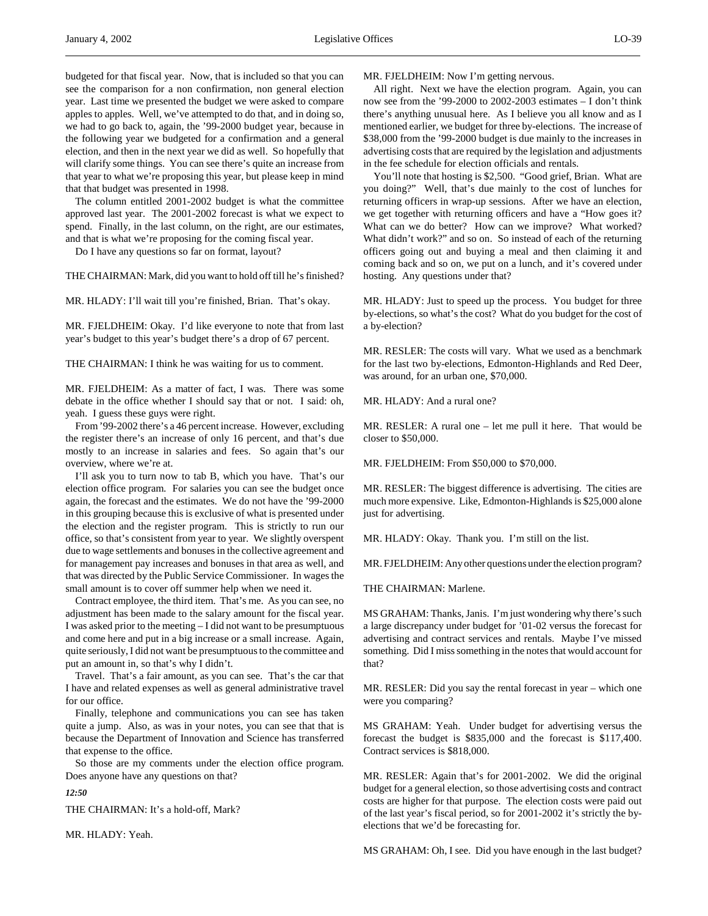budgeted for that fiscal year. Now, that is included so that you can see the comparison for a non confirmation, non general election year. Last time we presented the budget we were asked to compare apples to apples. Well, we've attempted to do that, and in doing so, we had to go back to, again, the '99-2000 budget year, because in the following year we budgeted for a confirmation and a general election, and then in the next year we did as well. So hopefully that will clarify some things. You can see there's quite an increase from that year to what we're proposing this year, but please keep in mind that that budget was presented in 1998.

The column entitled 2001-2002 budget is what the committee approved last year. The 2001-2002 forecast is what we expect to spend. Finally, in the last column, on the right, are our estimates, and that is what we're proposing for the coming fiscal year.

Do I have any questions so far on format, layout?

THE CHAIRMAN: Mark, did you want to hold off till he's finished?

MR. HLADY: I'll wait till you're finished, Brian. That's okay.

MR. FJELDHEIM: Okay. I'd like everyone to note that from last year's budget to this year's budget there's a drop of 67 percent.

THE CHAIRMAN: I think he was waiting for us to comment.

MR. FJELDHEIM: As a matter of fact, I was. There was some debate in the office whether I should say that or not. I said: oh, yeah. I guess these guys were right.

From '99-2002 there's a 46 percent increase. However, excluding the register there's an increase of only 16 percent, and that's due mostly to an increase in salaries and fees. So again that's our overview, where we're at.

I'll ask you to turn now to tab B, which you have. That's our election office program. For salaries you can see the budget once again, the forecast and the estimates. We do not have the '99-2000 in this grouping because this is exclusive of what is presented under the election and the register program. This is strictly to run our office, so that's consistent from year to year. We slightly overspent due to wage settlements and bonuses in the collective agreement and for management pay increases and bonuses in that area as well, and that was directed by the Public Service Commissioner. In wages the small amount is to cover off summer help when we need it.

Contract employee, the third item. That's me. As you can see, no adjustment has been made to the salary amount for the fiscal year. I was asked prior to the meeting – I did not want to be presumptuous and come here and put in a big increase or a small increase. Again, quite seriously, I did not want be presumptuous to the committee and put an amount in, so that's why I didn't.

Travel. That's a fair amount, as you can see. That's the car that I have and related expenses as well as general administrative travel for our office.

Finally, telephone and communications you can see has taken quite a jump. Also, as was in your notes, you can see that that is because the Department of Innovation and Science has transferred that expense to the office.

So those are my comments under the election office program. Does anyone have any questions on that?

*12:50*

THE CHAIRMAN: It's a hold-off, Mark?

MR. HLADY: Yeah.

MR. FJELDHEIM: Now I'm getting nervous.

All right. Next we have the election program. Again, you can now see from the '99-2000 to 2002-2003 estimates – I don't think there's anything unusual here. As I believe you all know and as I mentioned earlier, we budget for three by-elections. The increase of $38,000 from the '99-2000 budget is due mainly to the increases in advertising costs that are required by the legislation and adjustments in the fee schedule for election officials and rentals.

You'll note that hosting is $2,500. "Good grief, Brian. What are you doing?" Well, that's due mainly to the cost of lunches for returning officers in wrap-up sessions. After we have an election, we get together with returning officers and have a "How goes it? What can we do better? How can we improve? What worked? What didn't work?" and so on. So instead of each of the returning officers going out and buying a meal and then claiming it and coming back and so on, we put on a lunch, and it's covered under hosting. Any questions under that?

MR. HLADY: Just to speed up the process. You budget for three by-elections, so what's the cost? What do you budget for the cost of a by-election?

MR. RESLER: The costs will vary. What we used as a benchmark for the last two by-elections, Edmonton-Highlands and Red Deer, was around, for an urban one, $70,000.

MR. HLADY: And a rural one?

MR. RESLER: A rural one – let me pull it here. That would be closer to $50,000.

MR. FJELDHEIM: From $50,000 to $70,000.

MR. RESLER: The biggest difference is advertising. The cities are much more expensive. Like, Edmonton-Highlands is $25,000 alone just for advertising.

MR. HLADY: Okay. Thank you. I'm still on the list.

MR. FJELDHEIM: Any other questions under the election program?

THE CHAIRMAN: Marlene.

MS GRAHAM: Thanks, Janis. I'm just wondering why there's such a large discrepancy under budget for '01-02 versus the forecast for advertising and contract services and rentals. Maybe I've missed something. Did I miss something in the notes that would account for that?

MR. RESLER: Did you say the rental forecast in year – which one were you comparing?

MS GRAHAM: Yeah. Under budget for advertising versus the forecast the budget is $835,000 and the forecast is $117,400. Contract services is $818,000.

MR. RESLER: Again that's for 2001-2002. We did the original budget for a general election, so those advertising costs and contract costs are higher for that purpose. The election costs were paid out of the last year's fiscal period, so for 2001-2002 it's strictly the by-elections that we'd be forecasting for.

MS GRAHAM: Oh, I see. Did you have enough in the last budget?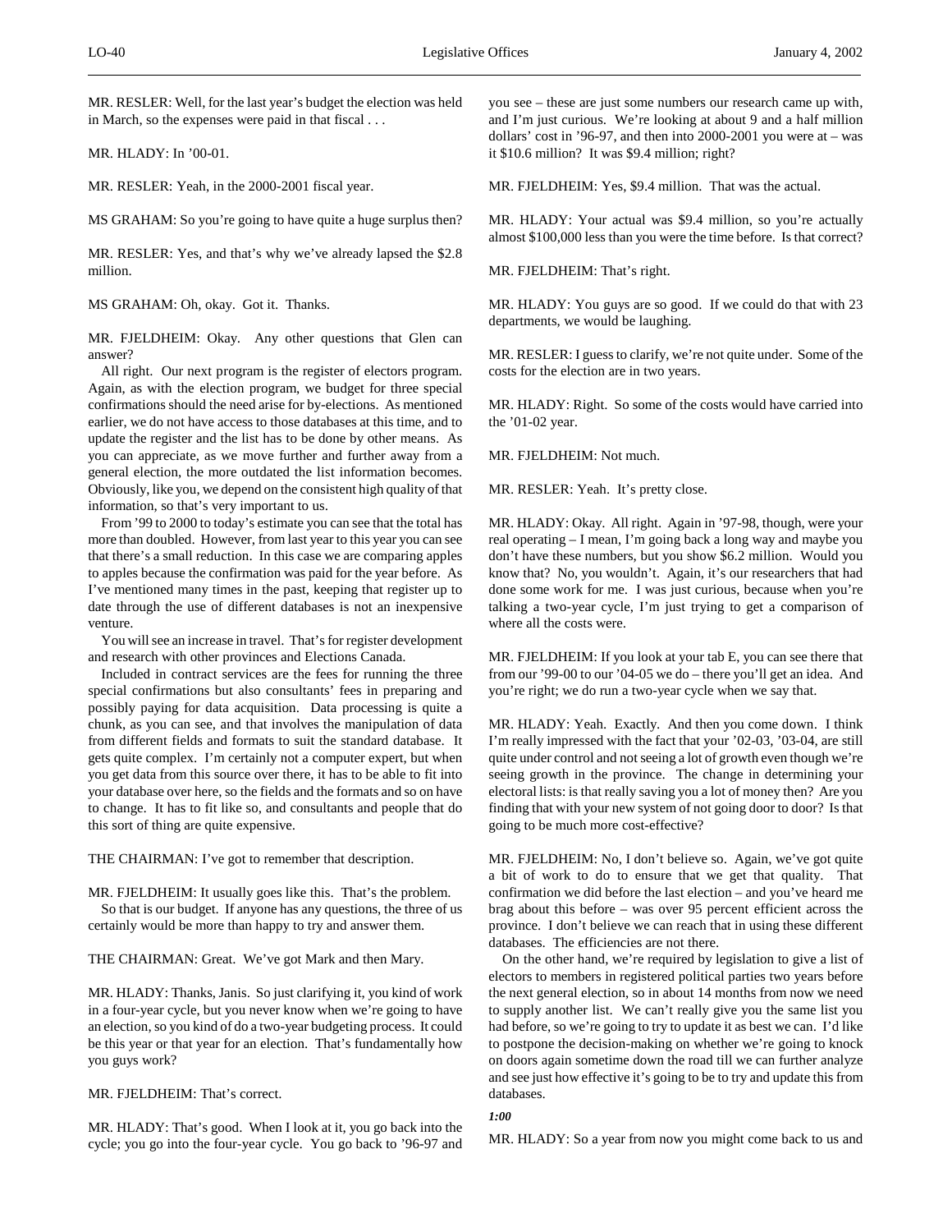MR. RESLER: Well, for the last year's budget the election was held in March, so the expenses were paid in that fiscal . . .

MR. HLADY: In '00-01.

MR. RESLER: Yeah, in the 2000-2001 fiscal year.

MS GRAHAM: So you're going to have quite a huge surplus then?

MR. RESLER: Yes, and that's why we've already lapsed the $2.8 million.

MS GRAHAM: Oh, okay. Got it. Thanks.

MR. FJELDHEIM: Okay. Any other questions that Glen can answer?

All right. Our next program is the register of electors program. Again, as with the election program, we budget for three special confirmations should the need arise for by-elections. As mentioned earlier, we do not have access to those databases at this time, and to update the register and the list has to be done by other means. As you can appreciate, as we move further and further away from a general election, the more outdated the list information becomes. Obviously, like you, we depend on the consistent high quality of that information, so that's very important to us.

From '99 to 2000 to today's estimate you can see that the total has more than doubled. However, from last year to this year you can see that there's a small reduction. In this case we are comparing apples to apples because the confirmation was paid for the year before. As I've mentioned many times in the past, keeping that register up to date through the use of different databases is not an inexpensive venture.

You will see an increase in travel. That's for register development and research with other provinces and Elections Canada.

Included in contract services are the fees for running the three special confirmations but also consultants' fees in preparing and possibly paying for data acquisition. Data processing is quite a chunk, as you can see, and that involves the manipulation of data from different fields and formats to suit the standard database. It gets quite complex. I'm certainly not a computer expert, but when you get data from this source over there, it has to be able to fit into your database over here, so the fields and the formats and so on have to change. It has to fit like so, and consultants and people that do this sort of thing are quite expensive.

THE CHAIRMAN: I've got to remember that description.

MR. FJELDHEIM: It usually goes like this. That's the problem.

So that is our budget. If anyone has any questions, the three of us certainly would be more than happy to try and answer them.

THE CHAIRMAN: Great. We've got Mark and then Mary.

MR. HLADY: Thanks, Janis. So just clarifying it, you kind of work in a four-year cycle, but you never know when we're going to have an election, so you kind of do a two-year budgeting process. It could be this year or that year for an election. That's fundamentally how you guys work?

MR. FJELDHEIM: That's correct.

MR. HLADY: That's good. When I look at it, you go back into the cycle; you go into the four-year cycle. You go back to '96-97 and you see – these are just some numbers our research came up with, and I'm just curious. We're looking at about 9 and a half million dollars' cost in '96-97, and then into 2000-2001 you were at – was it $10.6 million? It was $9.4 million; right?

MR. FJELDHEIM: Yes, $9.4 million. That was the actual.

MR. HLADY: Your actual was $9.4 million, so you're actually almost $100,000 less than you were the time before. Is that correct?

MR. FJELDHEIM: That's right.

MR. HLADY: You guys are so good. If we could do that with 23 departments, we would be laughing.

MR. RESLER: I guess to clarify, we're not quite under. Some of the costs for the election are in two years.

MR. HLADY: Right. So some of the costs would have carried into the '01-02 year.

MR. FJELDHEIM: Not much.

MR. RESLER: Yeah. It's pretty close.

MR. HLADY: Okay. All right. Again in '97-98, though, were your real operating – I mean, I'm going back a long way and maybe you don't have these numbers, but you show $6.2 million. Would you know that? No, you wouldn't. Again, it's our researchers that had done some work for me. I was just curious, because when you're talking a two-year cycle, I'm just trying to get a comparison of where all the costs were.

MR. FJELDHEIM: If you look at your tab E, you can see there that from our '99-00 to our '04-05 we do – there you'll get an idea. And you're right; we do run a two-year cycle when we say that.

MR. HLADY: Yeah. Exactly. And then you come down. I think I'm really impressed with the fact that your '02-03, '03-04, are still quite under control and not seeing a lot of growth even though we're seeing growth in the province. The change in determining your electoral lists: is that really saving you a lot of money then? Are you finding that with your new system of not going door to door? Is that going to be much more cost-effective?

MR. FJELDHEIM: No, I don't believe so. Again, we've got quite a bit of work to do to ensure that we get that quality. That confirmation we did before the last election – and you've heard me brag about this before – was over 95 percent efficient across the province. I don't believe we can reach that in using these different databases. The efficiencies are not there.

On the other hand, we're required by legislation to give a list of electors to members in registered political parties two years before the next general election, so in about 14 months from now we need to supply another list. We can't really give you the same list you had before, so we're going to try to update it as best we can. I'd like to postpone the decision-making on whether we're going to knock on doors again sometime down the road till we can further analyze and see just how effective it's going to be to try and update this from databases.

*1:00*

MR. HLADY: So a year from now you might come back to us and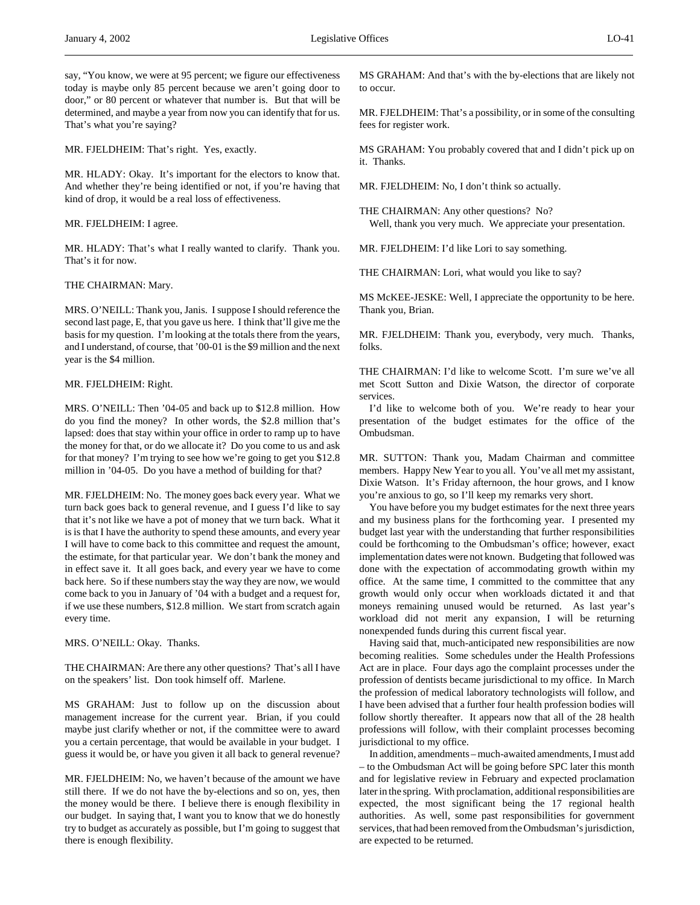say, "You know, we were at 95 percent; we figure our effectiveness today is maybe only 85 percent because we aren't going door to door," or 80 percent or whatever that number is. But that will be determined, and maybe a year from now you can identify that for us. That's what you're saying?

MR. FJELDHEIM: That's right. Yes, exactly.

MR. HLADY: Okay. It's important for the electors to know that. And whether they're being identified or not, if you're having that kind of drop, it would be a real loss of effectiveness.

MR. FJELDHEIM: I agree.

MR. HLADY: That's what I really wanted to clarify. Thank you. That's it for now.

THE CHAIRMAN: Mary.

MRS. O'NEILL: Thank you, Janis. I suppose I should reference the second last page, E, that you gave us here. I think that'll give me the basis for my question. I'm looking at the totals there from the years, and I understand, of course, that '00-01 is the $9 million and the next year is the $4 million.

MR. FJELDHEIM: Right.

MRS. O'NEILL: Then '04-05 and back up to $12.8 million. How do you find the money? In other words, the $2.8 million that's lapsed: does that stay within your office in order to ramp up to have the money for that, or do we allocate it? Do you come to us and ask for that money? I'm trying to see how we're going to get you $12.8 million in '04-05. Do you have a method of building for that?

MR. FJELDHEIM: No. The money goes back every year. What we turn back goes back to general revenue, and I guess I'd like to say that it's not like we have a pot of money that we turn back. What it is is that I have the authority to spend these amounts, and every year I will have to come back to this committee and request the amount, the estimate, for that particular year. We don't bank the money and in effect save it. It all goes back, and every year we have to come back here. So if these numbers stay the way they are now, we would come back to you in January of '04 with a budget and a request for, if we use these numbers, $12.8 million. We start from scratch again every time.

MRS. O'NEILL: Okay. Thanks.

THE CHAIRMAN: Are there any other questions? That's all I have on the speakers' list. Don took himself off. Marlene.

MS GRAHAM: Just to follow up on the discussion about management increase for the current year. Brian, if you could maybe just clarify whether or not, if the committee were to award you a certain percentage, that would be available in your budget. I guess it would be, or have you given it all back to general revenue?

MR. FJELDHEIM: No, we haven't because of the amount we have still there. If we do not have the by-elections and so on, yes, then the money would be there. I believe there is enough flexibility in our budget. In saying that, I want you to know that we do honestly try to budget as accurately as possible, but I'm going to suggest that there is enough flexibility.

MS GRAHAM: And that's with the by-elections that are likely not to occur.

MR. FJELDHEIM: That's a possibility, or in some of the consulting fees for register work.

MS GRAHAM: You probably covered that and I didn't pick up on it. Thanks.

MR. FJELDHEIM: No, I don't think so actually.

THE CHAIRMAN: Any other questions? No?
Well, thank you very much. We appreciate your presentation.

MR. FJELDHEIM: I'd like Lori to say something.

THE CHAIRMAN: Lori, what would you like to say?

MS McKEE-JESKE: Well, I appreciate the opportunity to be here. Thank you, Brian.

MR. FJELDHEIM: Thank you, everybody, very much. Thanks, folks.

THE CHAIRMAN: I'd like to welcome Scott. I'm sure we've all met Scott Sutton and Dixie Watson, the director of corporate services.

I'd like to welcome both of you. We're ready to hear your presentation of the budget estimates for the office of the Ombudsman.

MR. SUTTON: Thank you, Madam Chairman and committee members. Happy New Year to you all. You've all met my assistant, Dixie Watson. It's Friday afternoon, the hour grows, and I know you're anxious to go, so I'll keep my remarks very short.

You have before you my budget estimates for the next three years and my business plans for the forthcoming year. I presented my budget last year with the understanding that further responsibilities could be forthcoming to the Ombudsman's office; however, exact implementation dates were not known. Budgeting that followed was done with the expectation of accommodating growth within my office. At the same time, I committed to the committee that any growth would only occur when workloads dictated it and that moneys remaining unused would be returned. As last year's workload did not merit any expansion, I will be returning nonexpended funds during this current fiscal year.

Having said that, much-anticipated new responsibilities are now becoming realities. Some schedules under the Health Professions Act are in place. Four days ago the complaint processes under the profession of dentists became jurisdictional to my office. In March the profession of medical laboratory technologists will follow, and I have been advised that a further four health profession bodies will follow shortly thereafter. It appears now that all of the 28 health professions will follow, with their complaint processes becoming jurisdictional to my office.

In addition, amendments – much-awaited amendments, I must add – to the Ombudsman Act will be going before SPC later this month and for legislative review in February and expected proclamation later in the spring. With proclamation, additional responsibilities are expected, the most significant being the 17 regional health authorities. As well, some past responsibilities for government services, that had been removed from the Ombudsman's jurisdiction, are expected to be returned.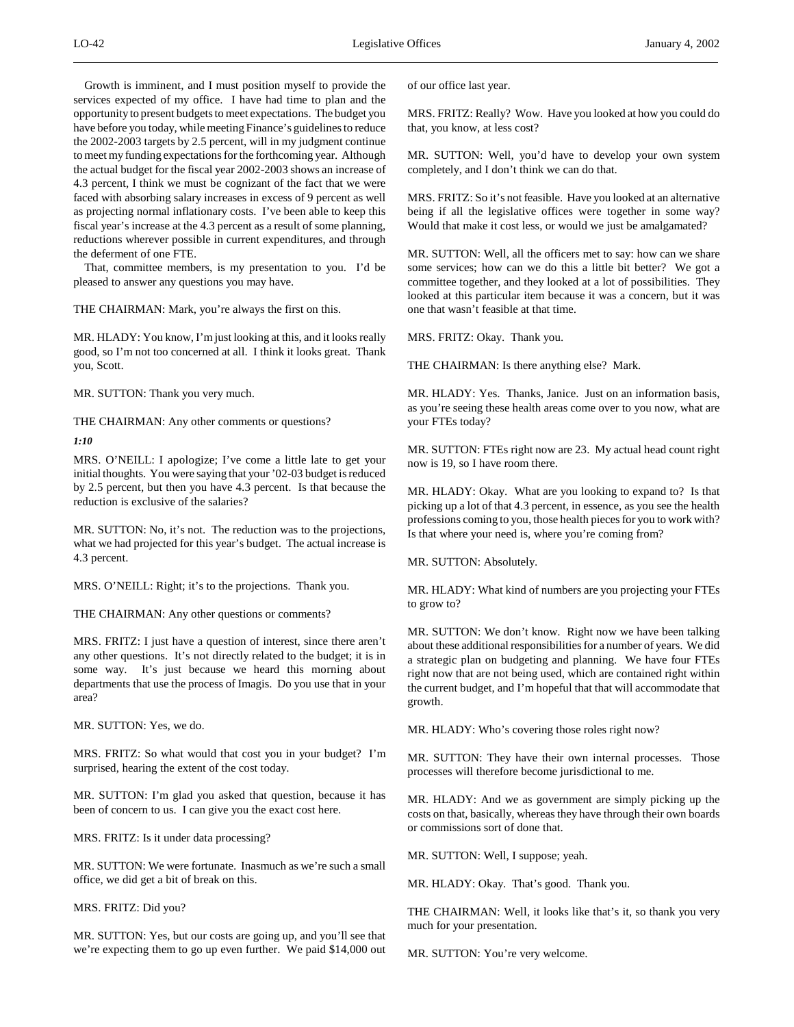Growth is imminent, and I must position myself to provide the services expected of my office. I have had time to plan and the opportunity to present budgets to meet expectations. The budget you have before you today, while meeting Finance's guidelines to reduce the 2002-2003 targets by 2.5 percent, will in my judgment continue to meet my funding expectations for the forthcoming year. Although the actual budget for the fiscal year 2002-2003 shows an increase of 4.3 percent, I think we must be cognizant of the fact that we were faced with absorbing salary increases in excess of 9 percent as well as projecting normal inflationary costs. I've been able to keep this fiscal year's increase at the 4.3 percent as a result of some planning, reductions wherever possible in current expenditures, and through the deferment of one FTE.

That, committee members, is my presentation to you. I'd be pleased to answer any questions you may have.

THE CHAIRMAN: Mark, you're always the first on this.

MR. HLADY: You know, I'm just looking at this, and it looks really good, so I'm not too concerned at all. I think it looks great. Thank you, Scott.

MR. SUTTON: Thank you very much.

THE CHAIRMAN: Any other comments or questions?

*1:10*

MRS. O'NEILL: I apologize; I've come a little late to get your initial thoughts. You were saying that your '02-03 budget is reduced by 2.5 percent, but then you have 4.3 percent. Is that because the reduction is exclusive of the salaries?

MR. SUTTON: No, it's not. The reduction was to the projections, what we had projected for this year's budget. The actual increase is 4.3 percent.

MRS. O'NEILL: Right; it's to the projections. Thank you.

THE CHAIRMAN: Any other questions or comments?

MRS. FRITZ: I just have a question of interest, since there aren't any other questions. It's not directly related to the budget; it is in some way. It's just because we heard this morning about departments that use the process of Imagis. Do you use that in your area?

MR. SUTTON: Yes, we do.

MRS. FRITZ: So what would that cost you in your budget? I'm surprised, hearing the extent of the cost today.

MR. SUTTON: I'm glad you asked that question, because it has been of concern to us. I can give you the exact cost here.

MRS. FRITZ: Is it under data processing?

MR. SUTTON: We were fortunate. Inasmuch as we're such a small office, we did get a bit of break on this.

MRS. FRITZ: Did you?

MR. SUTTON: Yes, but our costs are going up, and you'll see that we're expecting them to go up even further. We paid $14,000 out of our office last year.

MRS. FRITZ: Really? Wow. Have you looked at how you could do that, you know, at less cost?

MR. SUTTON: Well, you'd have to develop your own system completely, and I don't think we can do that.

MRS. FRITZ: So it's not feasible. Have you looked at an alternative being if all the legislative offices were together in some way? Would that make it cost less, or would we just be amalgamated?

MR. SUTTON: Well, all the officers met to say: how can we share some services; how can we do this a little bit better? We got a committee together, and they looked at a lot of possibilities. They looked at this particular item because it was a concern, but it was one that wasn't feasible at that time.

MRS. FRITZ: Okay. Thank you.

THE CHAIRMAN: Is there anything else? Mark.

MR. HLADY: Yes. Thanks, Janice. Just on an information basis, as you're seeing these health areas come over to you now, what are your FTEs today?

MR. SUTTON: FTEs right now are 23. My actual head count right now is 19, so I have room there.

MR. HLADY: Okay. What are you looking to expand to? Is that picking up a lot of that 4.3 percent, in essence, as you see the health professions coming to you, those health pieces for you to work with? Is that where your need is, where you're coming from?

MR. SUTTON: Absolutely.

MR. HLADY: What kind of numbers are you projecting your FTEs to grow to?

MR. SUTTON: We don't know. Right now we have been talking about these additional responsibilities for a number of years. We did a strategic plan on budgeting and planning. We have four FTEs right now that are not being used, which are contained right within the current budget, and I'm hopeful that that will accommodate that growth.

MR. HLADY: Who's covering those roles right now?

MR. SUTTON: They have their own internal processes. Those processes will therefore become jurisdictional to me.

MR. HLADY: And we as government are simply picking up the costs on that, basically, whereas they have through their own boards or commissions sort of done that.

MR. SUTTON: Well, I suppose; yeah.

MR. HLADY: Okay. That's good. Thank you.

THE CHAIRMAN: Well, it looks like that's it, so thank you very much for your presentation.

MR. SUTTON: You're very welcome.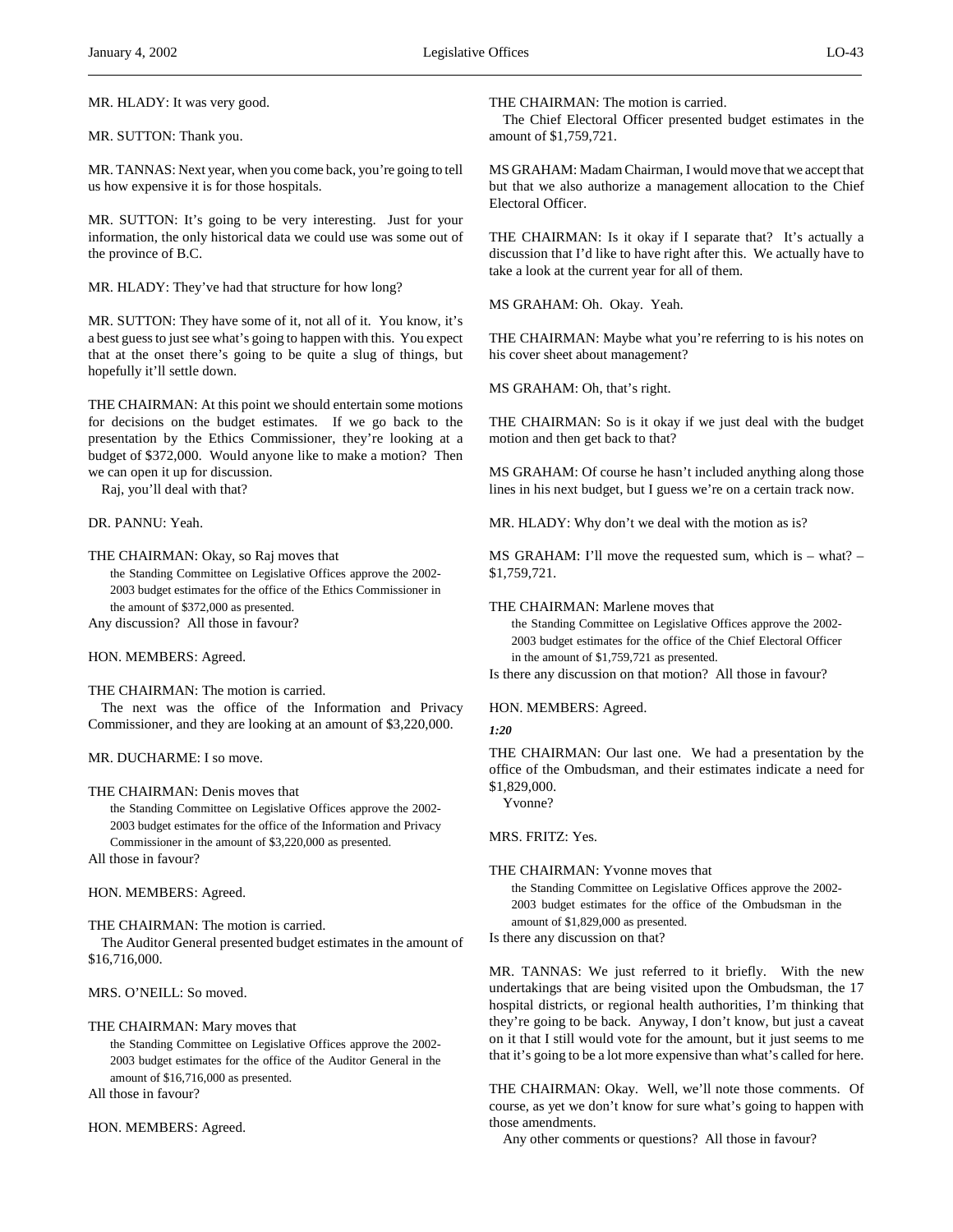MR. HLADY: It was very good.

MR. SUTTON: Thank you.

MR. TANNAS: Next year, when you come back, you're going to tell us how expensive it is for those hospitals.

MR. SUTTON: It's going to be very interesting. Just for your information, the only historical data we could use was some out of the province of B.C.

MR. HLADY: They've had that structure for how long?

MR. SUTTON: They have some of it, not all of it. You know, it's a best guess to just see what's going to happen with this. You expect that at the onset there's going to be quite a slug of things, but hopefully it'll settle down.

THE CHAIRMAN: At this point we should entertain some motions for decisions on the budget estimates. If we go back to the presentation by the Ethics Commissioner, they're looking at a budget of $372,000. Would anyone like to make a motion? Then we can open it up for discussion.

Raj, you'll deal with that?

DR. PANNU: Yeah.

THE CHAIRMAN: Okay, so Raj moves that

> the Standing Committee on Legislative Offices approve the 2002-2003 budget estimates for the office of the Ethics Commissioner in the amount of $372,000 as presented.

Any discussion? All those in favour?

HON. MEMBERS: Agreed.

THE CHAIRMAN: The motion is carried.

The next was the office of the Information and Privacy Commissioner, and they are looking at an amount of $3,220,000.

MR. DUCHARME: I so move.

THE CHAIRMAN: Denis moves that

> the Standing Committee on Legislative Offices approve the 2002-2003 budget estimates for the office of the Information and Privacy Commissioner in the amount of $3,220,000 as presented.

All those in favour?

HON. MEMBERS: Agreed.

THE CHAIRMAN: The motion is carried.

The Auditor General presented budget estimates in the amount of $16,716,000.

MRS. O'NEILL: So moved.

THE CHAIRMAN: Mary moves that

> the Standing Committee on Legislative Offices approve the 2002-2003 budget estimates for the office of the Auditor General in the amount of $16,716,000 as presented.

All those in favour?

HON. MEMBERS: Agreed.

THE CHAIRMAN: The motion is carried.

The Chief Electoral Officer presented budget estimates in the amount of $1,759,721.

MS GRAHAM: Madam Chairman, I would move that we accept that but that we also authorize a management allocation to the Chief Electoral Officer.

THE CHAIRMAN: Is it okay if I separate that? It's actually a discussion that I'd like to have right after this. We actually have to take a look at the current year for all of them.

MS GRAHAM: Oh. Okay. Yeah.

THE CHAIRMAN: Maybe what you're referring to is his notes on his cover sheet about management?

MS GRAHAM: Oh, that's right.

THE CHAIRMAN: So is it okay if we just deal with the budget motion and then get back to that?

MS GRAHAM: Of course he hasn't included anything along those lines in his next budget, but I guess we're on a certain track now.

MR. HLADY: Why don't we deal with the motion as is?

MS GRAHAM: I'll move the requested sum, which is – what? – $1,759,721.

THE CHAIRMAN: Marlene moves that

> the Standing Committee on Legislative Offices approve the 2002-2003 budget estimates for the office of the Chief Electoral Officer in the amount of $1,759,721 as presented.

Is there any discussion on that motion? All those in favour?

HON. MEMBERS: Agreed.

*1:20*

THE CHAIRMAN: Our last one. We had a presentation by the office of the Ombudsman, and their estimates indicate a need for $1,829,000.

Yvonne?

MRS. FRITZ: Yes.

THE CHAIRMAN: Yvonne moves that

> the Standing Committee on Legislative Offices approve the 2002-2003 budget estimates for the office of the Ombudsman in the amount of $1,829,000 as presented.

Is there any discussion on that?

MR. TANNAS: We just referred to it briefly. With the new undertakings that are being visited upon the Ombudsman, the 17 hospital districts, or regional health authorities, I'm thinking that they're going to be back. Anyway, I don't know, but just a caveat on it that I still would vote for the amount, but it just seems to me that it's going to be a lot more expensive than what's called for here.

THE CHAIRMAN: Okay. Well, we'll note those comments. Of course, as yet we don't know for sure what's going to happen with those amendments.

Any other comments or questions? All those in favour?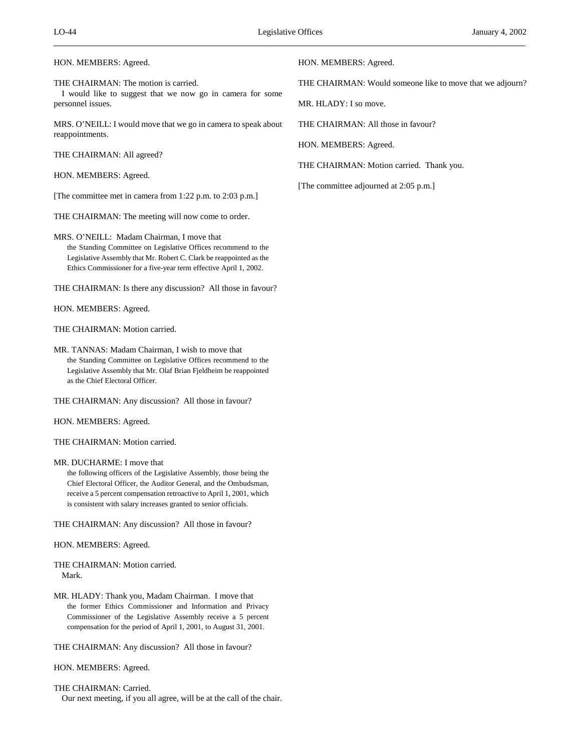HON. MEMBERS: Agreed.

THE CHAIRMAN: The motion is carried.
I would like to suggest that we now go in camera for some personnel issues.

MRS. O'NEILL: I would move that we go in camera to speak about reappointments.

THE CHAIRMAN: All agreed?

HON. MEMBERS: Agreed.

[The committee met in camera from 1:22 p.m. to 2:03 p.m.]

THE CHAIRMAN: The meeting will now come to order.

MRS. O'NEILL: Madam Chairman, I move that

> the Standing Committee on Legislative Offices recommend to the Legislative Assembly that Mr. Robert C. Clark be reappointed as the Ethics Commissioner for a five-year term effective April 1, 2002.

THE CHAIRMAN: Is there any discussion? All those in favour?

HON. MEMBERS: Agreed.

THE CHAIRMAN: Motion carried.

MR. TANNAS: Madam Chairman, I wish to move that

> the Standing Committee on Legislative Offices recommend to the Legislative Assembly that Mr. Olaf Brian Fjeldheim be reappointed as the Chief Electoral Officer.

THE CHAIRMAN: Any discussion? All those in favour?

HON. MEMBERS: Agreed.

THE CHAIRMAN: Motion carried.

MR. DUCHARME: I move that

> the following officers of the Legislative Assembly, those being the Chief Electoral Officer, the Auditor General, and the Ombudsman, receive a 5 percent compensation retroactive to April 1, 2001, which is consistent with salary increases granted to senior officials.

THE CHAIRMAN: Any discussion? All those in favour?

HON. MEMBERS: Agreed.

THE CHAIRMAN: Motion carried.
Mark.

MR. HLADY: Thank you, Madam Chairman. I move that

> the former Ethics Commissioner and Information and Privacy Commissioner of the Legislative Assembly receive a 5 percent compensation for the period of April 1, 2001, to August 31, 2001.

THE CHAIRMAN: Any discussion? All those in favour?

HON. MEMBERS: Agreed.

THE CHAIRMAN: Carried.
Our next meeting, if you all agree, will be at the call of the chair.

HON. MEMBERS: Agreed.

THE CHAIRMAN: Would someone like to move that we adjourn?

MR. HLADY: I so move.

THE CHAIRMAN: All those in favour?

HON. MEMBERS: Agreed.

THE CHAIRMAN: Motion carried. Thank you.

[The committee adjourned at 2:05 p.m.]